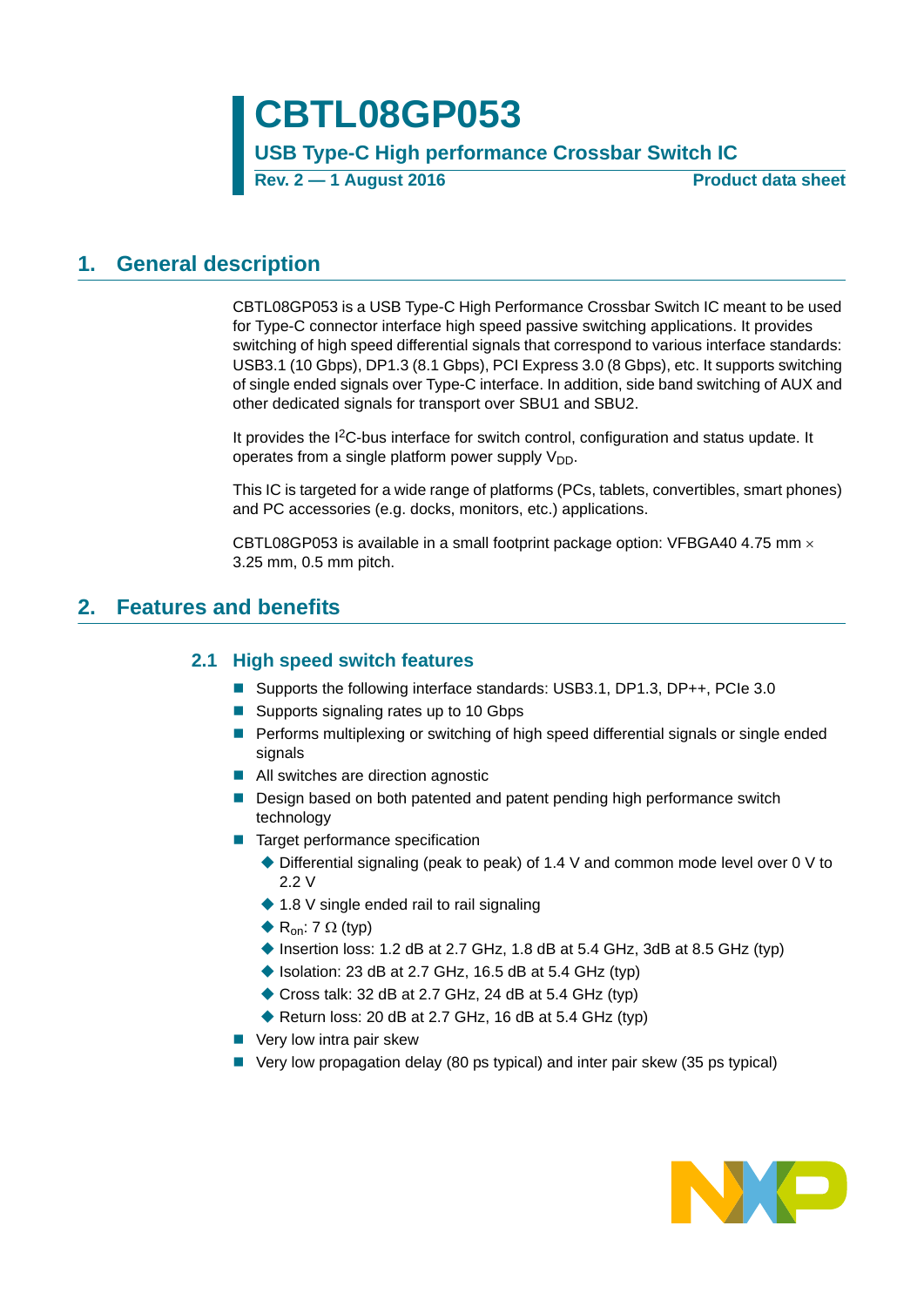# CBTL08GP053

**USB Type-C High performance Crossbar Switch IC**

**Rev. 2 — 1 August 2016** **Product data sheet**

## 1. General description

CBTL08GP053 is a USB Type-C High Performance Crossbar Switch IC meant to be used for Type-C connector interface high speed passive switching applications. It provides switching of high speed differential signals that correspond to various interface standards: USB3.1 (10 Gbps), DP1.3 (8.1 Gbps), PCI Express 3.0 (8 Gbps), etc. It supports switching of single ended signals over Type-C interface. In addition, side band switching of AUX and other dedicated signals for transport over SBU1 and SBU2.

It provides the $I^2C$-bus interface for switch control, configuration and status update. It operates from a single platform power supply $V_{DD}$.

This IC is targeted for a wide range of platforms (PCs, tablets, convertibles, smart phones) and PC accessories (e.g. docks, monitors, etc.) applications.

CBTL08GP053 is available in a small footprint package option: VFBGA40 4.75 mm × 3.25 mm, 0.5 mm pitch.

## 2. Features and benefits

### 2.1 High speed switch features

- Supports the following interface standards: USB3.1, DP1.3, DP++, PCIe 3.0
- Supports signaling rates up to 10 Gbps
- Performs multiplexing or switching of high speed differential signals or single ended signals
- All switches are direction agnostic
- Design based on both patented and patent pending high performance switch technology
- Target performance specification
  - Differential signaling (peak to peak) of 1.4 V and common mode level over 0 V to 2.2 V
  - 1.8 V single ended rail to rail signaling
  - $R_{on}$: 7 Ω (typ)
  - Insertion loss: 1.2 dB at 2.7 GHz, 1.8 dB at 5.4 GHz, 3dB at 8.5 GHz (typ)
  - Isolation: 23 dB at 2.7 GHz, 16.5 dB at 5.4 GHz (typ)
  - Cross talk: 32 dB at 2.7 GHz, 24 dB at 5.4 GHz (typ)
  - Return loss: 20 dB at 2.7 GHz, 16 dB at 5.4 GHz (typ)
- Very low intra pair skew
- Very low propagation delay (80 ps typical) and inter pair skew (35 ps typical)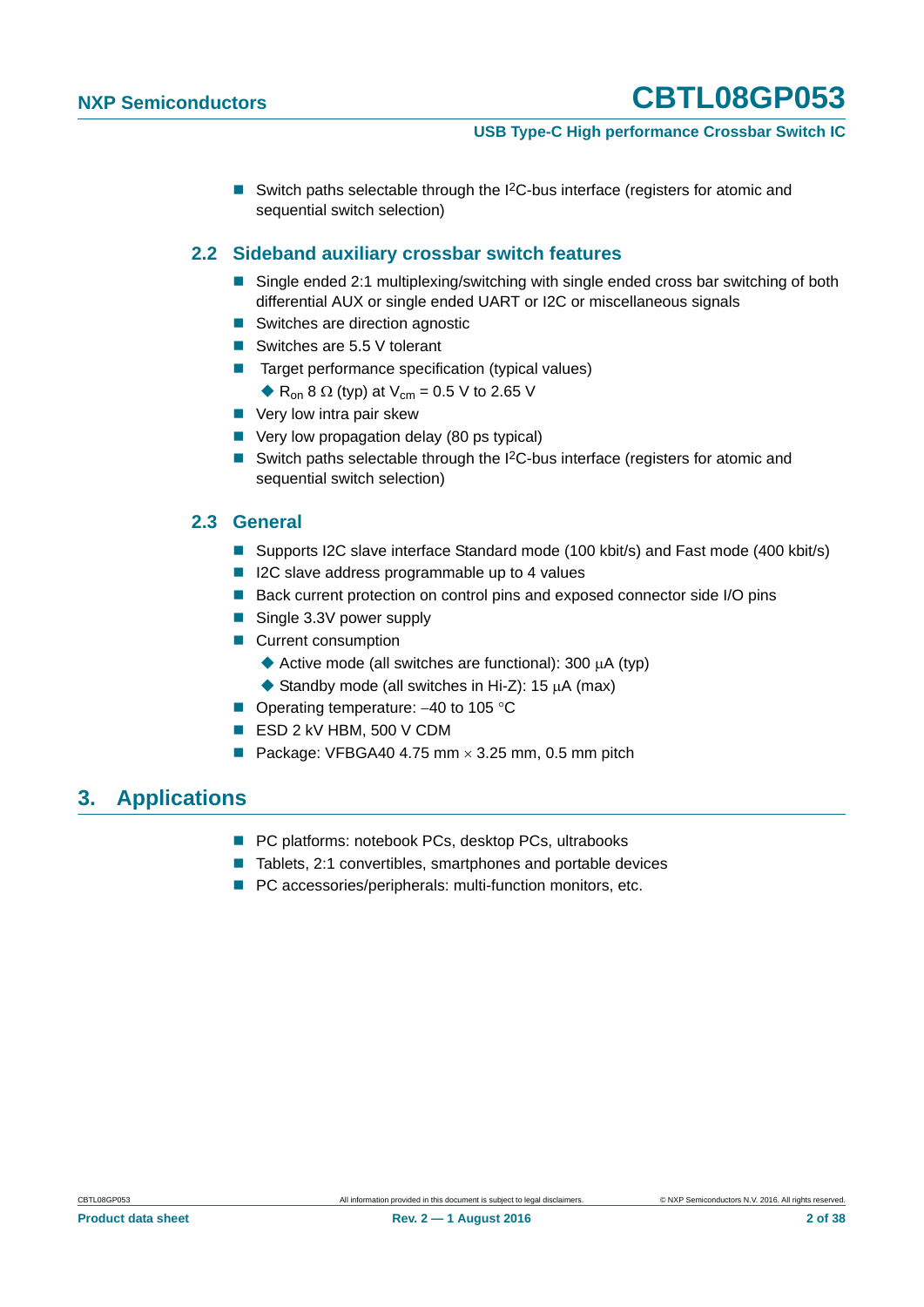- Switch paths selectable through the I$^2$C-bus interface (registers for atomic and sequential switch selection)

### 2.2 Sideband auxiliary crossbar switch features

- Single ended 2:1 multiplexing/switching with single ended cross bar switching of both differential AUX or single ended UART or I2C or miscellaneous signals
- Switches are direction agnostic
- Switches are 5.5 V tolerant
- Target performance specification (typical values)
  - $R_{on}$ 8 Ω (typ) at $V_{cm}$ = 0.5 V to 2.65 V
- Very low intra pair skew
- Very low propagation delay (80 ps typical)
- Switch paths selectable through the I$^2$C-bus interface (registers for atomic and sequential switch selection)

### 2.3 General

- Supports I2C slave interface Standard mode (100 kbit/s) and Fast mode (400 kbit/s)
- I2C slave address programmable up to 4 values
- Back current protection on control pins and exposed connector side I/O pins
- Single 3.3V power supply
- Current consumption
  - Active mode (all switches are functional): 300 μA (typ)
  - Standby mode (all switches in Hi-Z): 15 μA (max)
- Operating temperature: −40 to 105 °C
- ESD 2 kV HBM, 500 V CDM
- Package: VFBGA40 4.75 mm × 3.25 mm, 0.5 mm pitch

## 3. Applications

- PC platforms: notebook PCs, desktop PCs, ultrabooks
- Tablets, 2:1 convertibles, smartphones and portable devices
- PC accessories/peripherals: multi-function monitors, etc.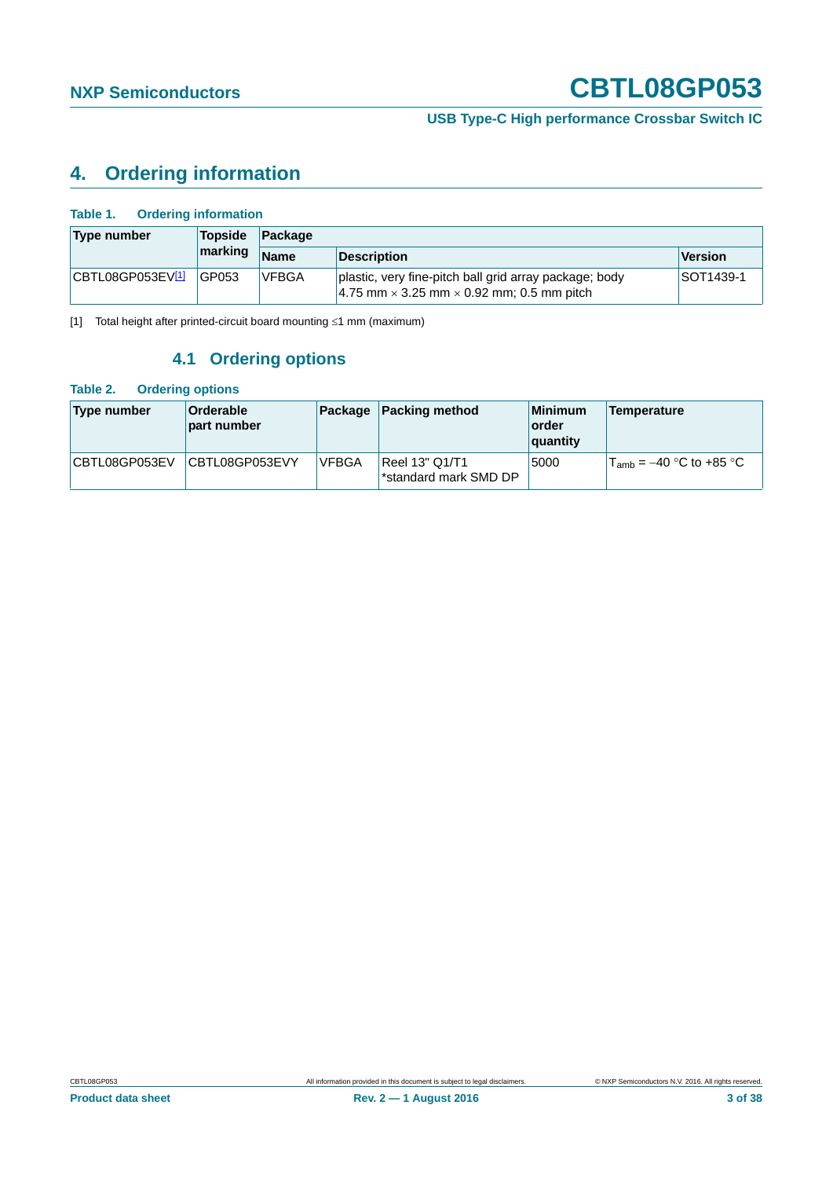## 4. Ordering information

**Table 1. Ordering information**

| Type number | Topside marking | Package | | |
|---|---|---|---|---|
| | | Name | Description | Version |
| CBTL08GP053EV[1] | GP053 | VFBGA | plastic, very fine-pitch ball grid array package; body 4.75 mm × 3.25 mm × 0.92 mm; 0.5 mm pitch | SOT1439-1 |

[1] Total height after printed-circuit board mounting ≤1 mm (maximum)

### 4.1 Ordering options

**Table 2. Ordering options**

| Type number | Orderable part number | Package | Packing method | Minimum order quantity | Temperature |
|---|---|---|---|---|---|
| CBTL08GP053EV | CBTL08GP053EVY | VFBGA | Reel 13" Q1/T1 *standard mark SMD DP | 5000 | $T_{amb}$ = −40 °C to +85 °C |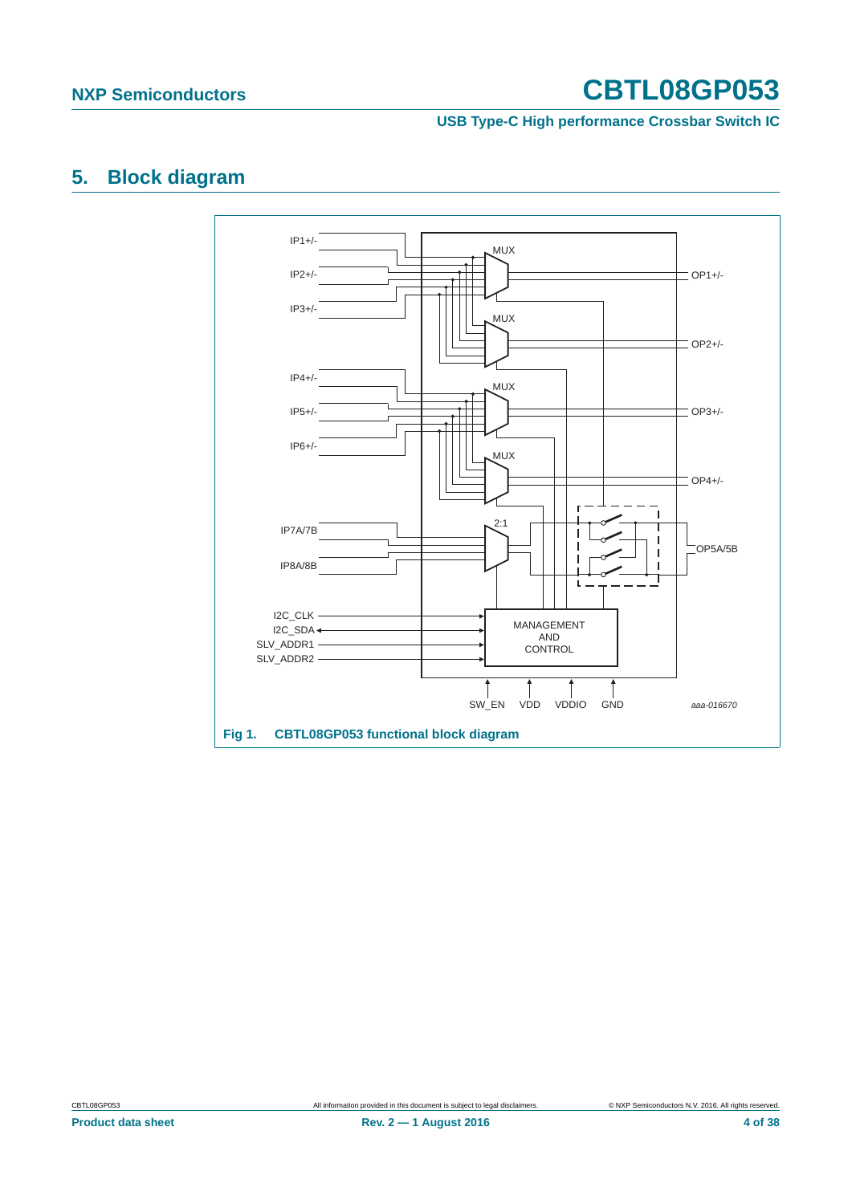## 5. Block diagram

IP1+/- MUX OP1+/-
IP2+/-
IP3+/- MUX OP2+/-
IP4+/- MUX OP3+/-
IP5+/-
IP6+/- MUX OP4+/-
IP7A/7B 2:1 OP5A/5B
IP8A/8B
I2C_CLK
I2C_SDA
SLV_ADDR1
SLV_ADDR2
MANAGEMENT AND CONTROL
SW_EN VDD VDDIO GND

aaa-016670

**Fig 1. CBTL08GP053 functional block diagram**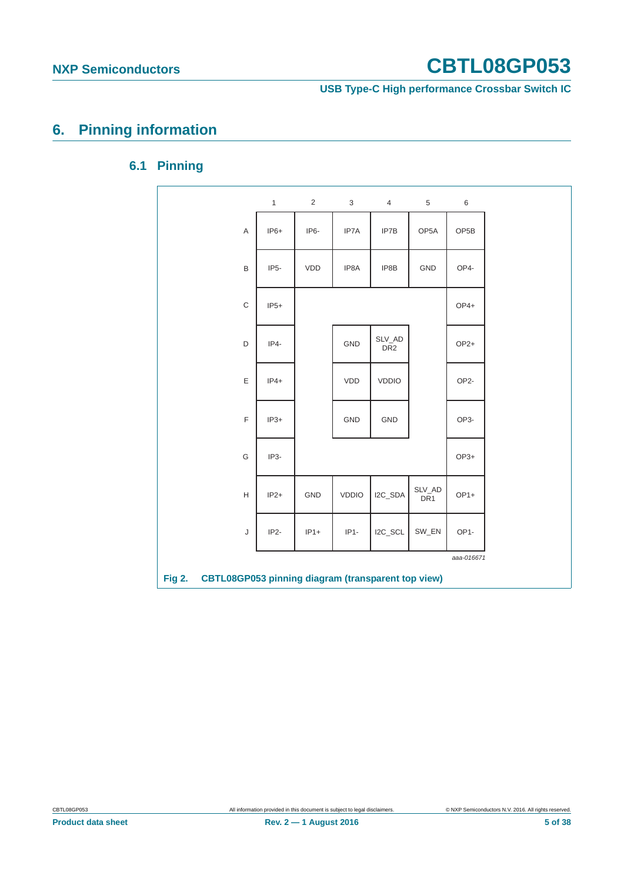# 6. Pinning information

## 6.1 Pinning

|   | 1 | 2 | 3 | 4 | 5 | 6 |
|---|---|---|---|---|---|---|
| A | IP6+ | IP6- | IP7A | IP7B | OP5A | OP5B |
| B | IP5- | VDD | IP8A | IP8B | GND | OP4- |
| C | IP5+ | | | | | OP4+ |
| D | IP4- | | GND | SLV_ADDR2 | | OP2+ |
| E | IP4+ | | VDD | VDDIO | | OP2- |
| F | IP3+ | | GND | GND | | OP3- |
| G | IP3- | | | | | OP3+ |
| H | IP2+ | GND | VDDIO | I2C_SDA | SLV_ADDR1 | OP1+ |
| J | IP2- | IP1+ | IP1- | I2C_SCL | SW_EN | OP1- |

*aaa-016671*

**Fig 2. CBTL08GP053 pinning diagram (transparent top view)**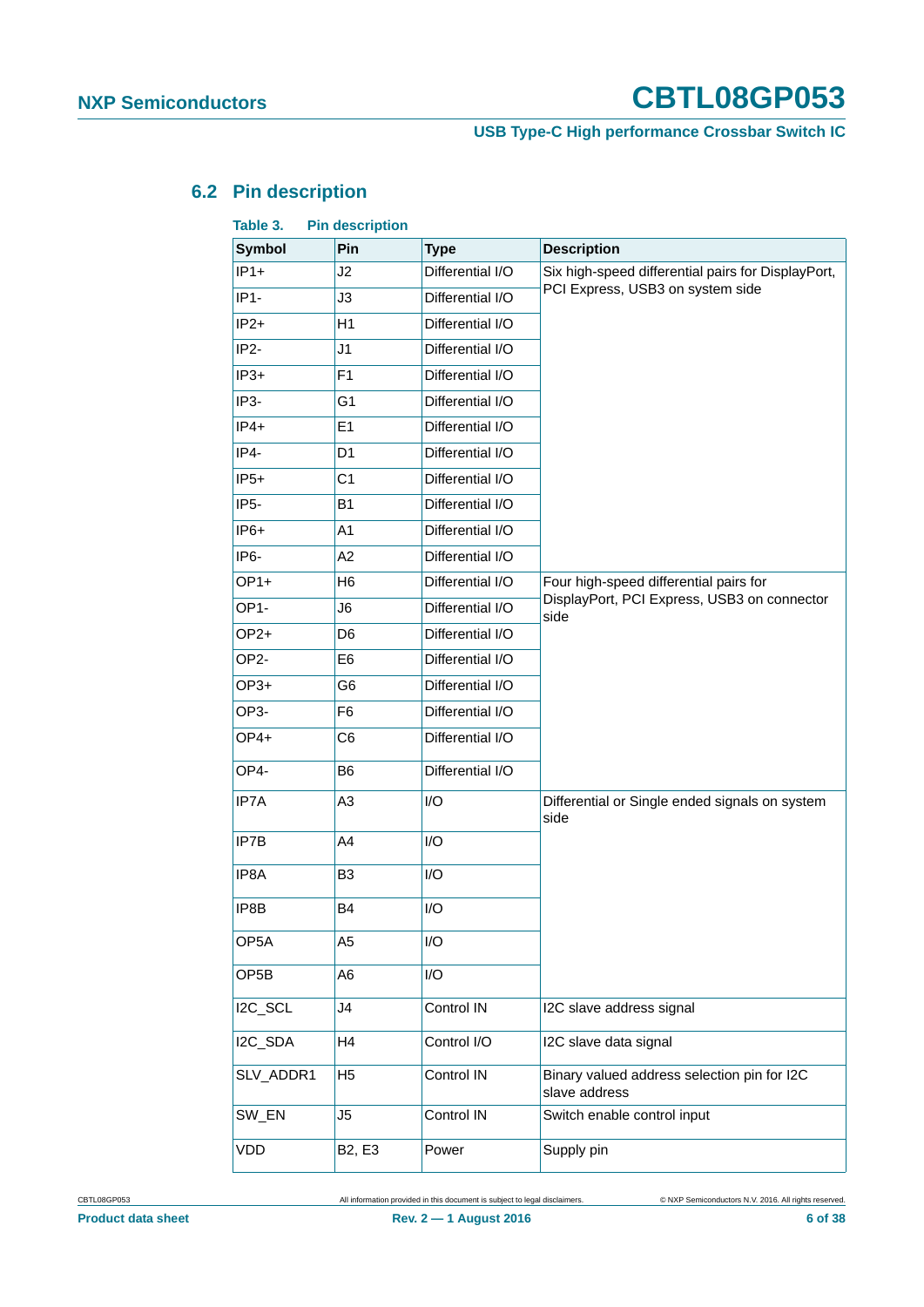### 6.2 Pin description

**Table 3. Pin description**

| Symbol | Pin | Type | Description |
|---|---|---|---|
| IP1+ | J2 | Differential I/O | Six high-speed differential pairs for DisplayPort, PCI Express, USB3 on system side |
| IP1- | J3 | Differential I/O | |
| IP2+ | H1 | Differential I/O | |
| IP2- | J1 | Differential I/O | |
| IP3+ | F1 | Differential I/O | |
| IP3- | G1 | Differential I/O | |
| IP4+ | E1 | Differential I/O | |
| IP4- | D1 | Differential I/O | |
| IP5+ | C1 | Differential I/O | |
| IP5- | B1 | Differential I/O | |
| IP6+ | A1 | Differential I/O | |
| IP6- | A2 | Differential I/O | |
| OP1+ | H6 | Differential I/O | Four high-speed differential pairs for DisplayPort, PCI Express, USB3 on connector side |
| OP1- | J6 | Differential I/O | |
| OP2+ | D6 | Differential I/O | |
| OP2- | E6 | Differential I/O | |
| OP3+ | G6 | Differential I/O | |
| OP3- | F6 | Differential I/O | |
| OP4+ | C6 | Differential I/O | |
| OP4- | B6 | Differential I/O | |
| IP7A | A3 | I/O | Differential or Single ended signals on system side |
| IP7B | A4 | I/O | |
| IP8A | B3 | I/O | |
| IP8B | B4 | I/O | |
| OP5A | A5 | I/O | |
| OP5B | A6 | I/O | |
| I2C_SCL | J4 | Control IN | I2C slave address signal |
| I2C_SDA | H4 | Control I/O | I2C slave data signal |
| SLV_ADDR1 | H5 | Control IN | Binary valued address selection pin for I2C slave address |
| SW_EN | J5 | Control IN | Switch enable control input |
| VDD | B2, E3 | Power | Supply pin |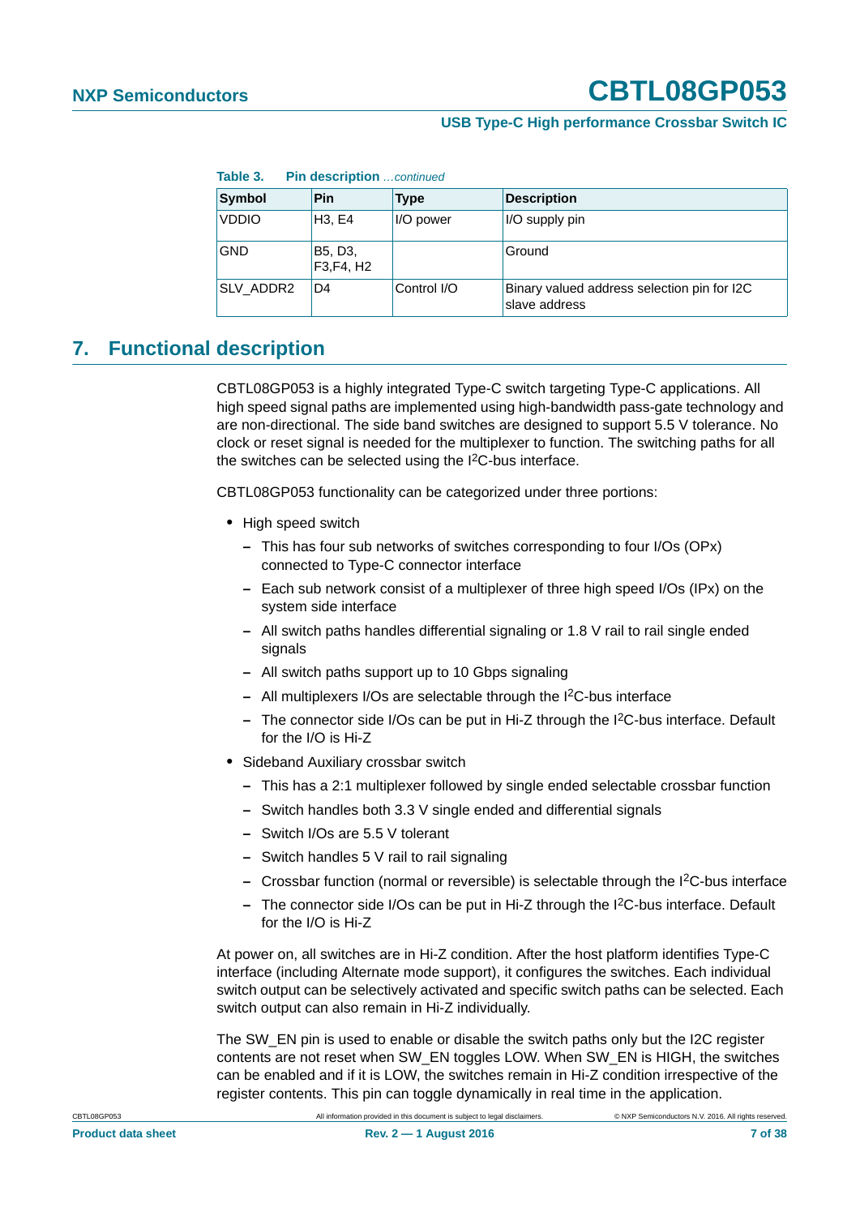**Table 3. Pin description** *...continued*

| Symbol | Pin | Type | Description |
|---|---|---|---|
| VDDIO | H3, E4 | I/O power | I/O supply pin |
| GND | B5, D3, F3,F4, H2 | | Ground |
| SLV_ADDR2 | D4 | Control I/O | Binary valued address selection pin for I2C slave address |

## 7. Functional description

CBTL08GP053 is a highly integrated Type-C switch targeting Type-C applications. All high speed signal paths are implemented using high-bandwidth pass-gate technology and are non-directional. The side band switches are designed to support 5.5 V tolerance. No clock or reset signal is needed for the multiplexer to function. The switching paths for all the switches can be selected using the I$^2$C-bus interface.

CBTL08GP053 functionality can be categorized under three portions:

- High speed switch
  - This has four sub networks of switches corresponding to four I/Os (OPx) connected to Type-C connector interface
  - Each sub network consist of a multiplexer of three high speed I/Os (IPx) on the system side interface
  - All switch paths handles differential signaling or 1.8 V rail to rail single ended signals
  - All switch paths support up to 10 Gbps signaling
  - All multiplexers I/Os are selectable through the I$^2$C-bus interface
  - The connector side I/Os can be put in Hi-Z through the I$^2$C-bus interface. Default for the I/O is Hi-Z
- Sideband Auxiliary crossbar switch
  - This has a 2:1 multiplexer followed by single ended selectable crossbar function
  - Switch handles both 3.3 V single ended and differential signals
  - Switch I/Os are 5.5 V tolerant
  - Switch handles 5 V rail to rail signaling
  - Crossbar function (normal or reversible) is selectable through the I$^2$C-bus interface
  - The connector side I/Os can be put in Hi-Z through the I$^2$C-bus interface. Default for the I/O is Hi-Z

At power on, all switches are in Hi-Z condition. After the host platform identifies Type-C interface (including Alternate mode support), it configures the switches. Each individual switch output can be selectively activated and specific switch paths can be selected. Each switch output can also remain in Hi-Z individually.

The SW_EN pin is used to enable or disable the switch paths only but the I2C register contents are not reset when SW_EN toggles LOW. When SW_EN is HIGH, the switches can be enabled and if it is LOW, the switches remain in Hi-Z condition irrespective of the register contents. This pin can toggle dynamically in real time in the application.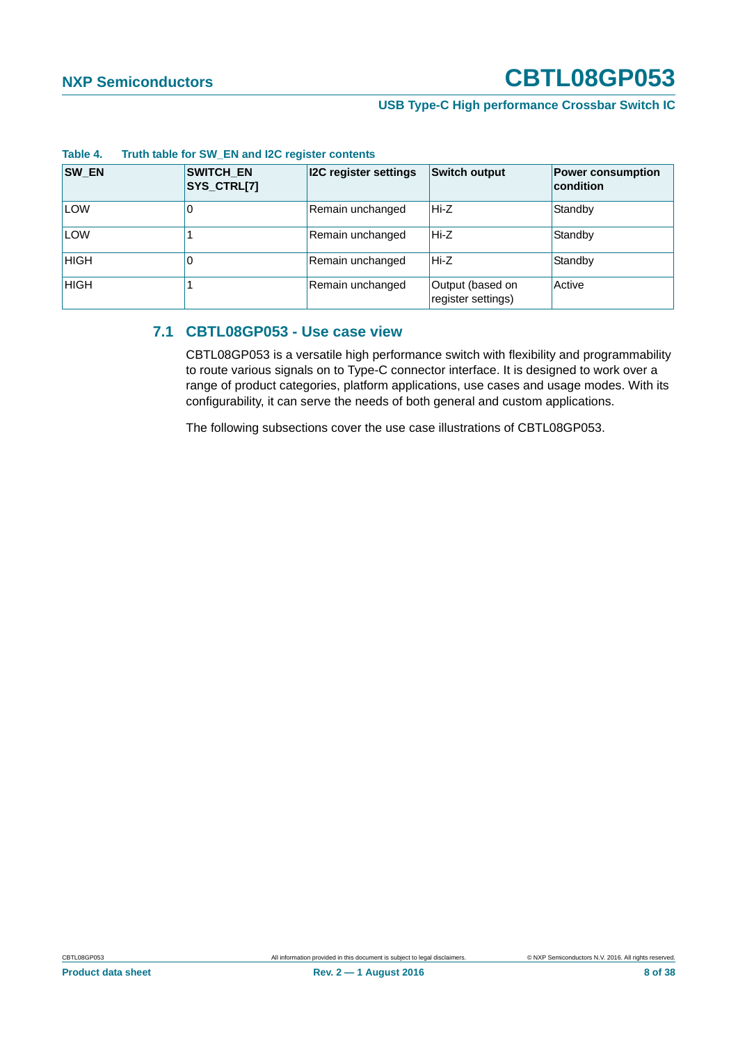**Table 4. Truth table for SW_EN and I2C register contents**

| SW_EN | SWITCH_EN SYS_CTRL[7] | I2C register settings | Switch output | Power consumption condition |
|---|---|---|---|---|
| LOW | 0 | Remain unchanged | Hi-Z | Standby |
| LOW | 1 | Remain unchanged | Hi-Z | Standby |
| HIGH | 0 | Remain unchanged | Hi-Z | Standby |
| HIGH | 1 | Remain unchanged | Output (based on register settings) | Active |

## 7.1 CBTL08GP053 - Use case view

CBTL08GP053 is a versatile high performance switch with flexibility and programmability to route various signals on to Type-C connector interface. It is designed to work over a range of product categories, platform applications, use cases and usage modes. With its configurability, it can serve the needs of both general and custom applications.

The following subsections cover the use case illustrations of CBTL08GP053.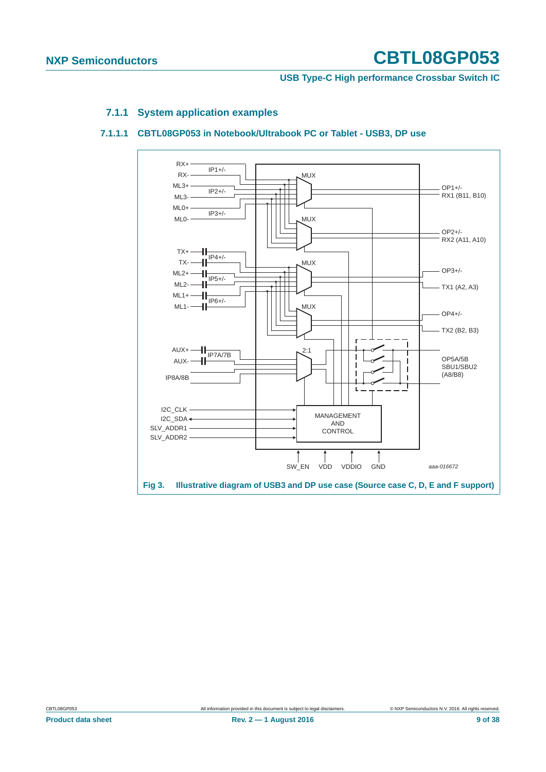### 7.1.1 System application examples

#### 7.1.1.1 CBTL08GP053 in Notebook/Ultrabook PC or Tablet - USB3, DP use

RX+
RX-
IP1+/-
ML3+
ML3-
IP2+/-
ML0+
ML0-
IP3+/-
TX+
TX-
IP4+/-
ML2+
ML2-
IP5+/-
ML1+
ML1-
IP6+/-
AUX+
AUX-
IP7A/7B
IP8A/8B
MUX
MUX
MUX
MUX
2:1
OP1+/-
RX1 (B11, B10)
OP2+/-
RX2 (A11, A10)
OP3+/-
TX1 (A2, A3)
OP4+/-
TX2 (B2, B3)
OP5A/5B
SBU1/SBU2
(A8/B8)
I2C_CLK
I2C_SDA
SLV_ADDR1
SLV_ADDR2
MANAGEMENT AND CONTROL
SW_EN VDD VDDIO GND
aaa-016672

**Fig 3. Illustrative diagram of USB3 and DP use case (Source case C, D, E and F support)**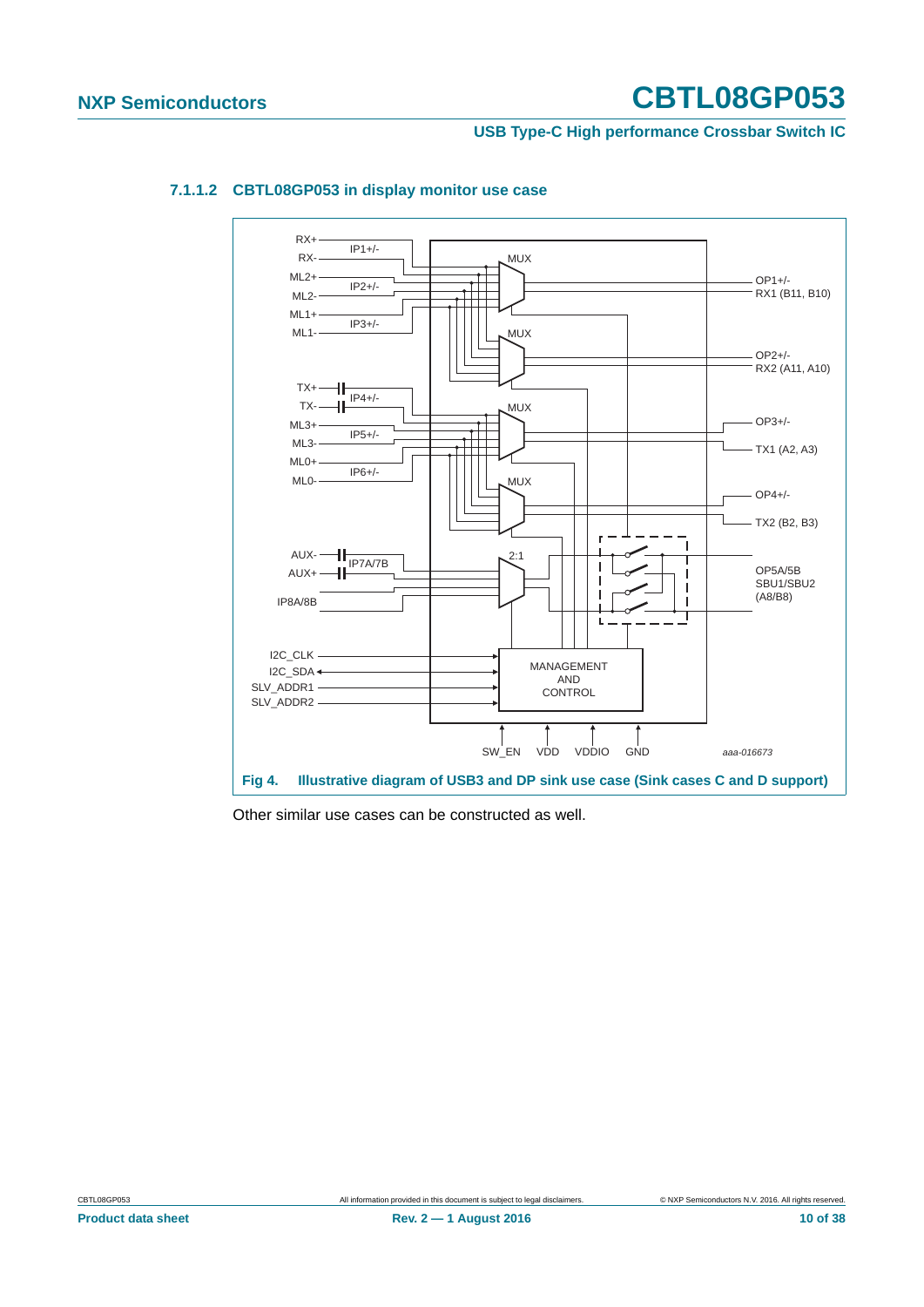#### 7.1.1.2 CBTL08GP053 in display monitor use case

**Fig 4. Illustrative diagram of USB3 and DP sink use case (Sink cases C and D support)**

Other similar use cases can be constructed as well.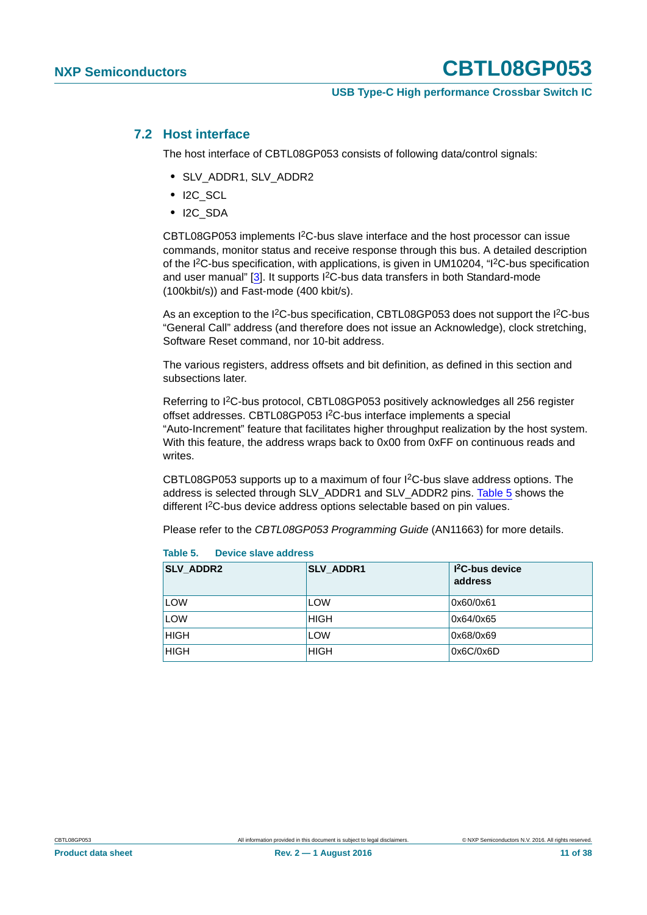### 7.2 Host interface

The host interface of CBTL08GP053 consists of following data/control signals:

- SLV_ADDR1, SLV_ADDR2
- I2C_SCL
- I2C_SDA

CBTL08GP053 implements I$^2$C-bus slave interface and the host processor can issue commands, monitor status and receive response through this bus. A detailed description of the I$^2$C-bus specification, with applications, is given in UM10204, "I$^2$C-bus specification and user manual" [3]. It supports I$^2$C-bus data transfers in both Standard-mode (100kbit/s)) and Fast-mode (400 kbit/s).

As an exception to the I$^2$C-bus specification, CBTL08GP053 does not support the I$^2$C-bus "General Call" address (and therefore does not issue an Acknowledge), clock stretching, Software Reset command, nor 10-bit address.

The various registers, address offsets and bit definition, as defined in this section and subsections later.

Referring to I$^2$C-bus protocol, CBTL08GP053 positively acknowledges all 256 register offset addresses. CBTL08GP053 I$^2$C-bus interface implements a special "Auto-Increment" feature that facilitates higher throughput realization by the host system. With this feature, the address wraps back to 0x00 from 0xFF on continuous reads and writes.

CBTL08GP053 supports up to a maximum of four I$^2$C-bus slave address options. The address is selected through SLV_ADDR1 and SLV_ADDR2 pins. Table 5 shows the different I$^2$C-bus device address options selectable based on pin values.

Please refer to the *CBTL08GP053 Programming Guide* (AN11663) for more details.

**Table 5. Device slave address**

| SLV_ADDR2 | SLV_ADDR1 | I$^2$C-bus device address |
|---|---|---|
| LOW | LOW | 0x60/0x61 |
| LOW | HIGH | 0x64/0x65 |
| HIGH | LOW | 0x68/0x69 |
| HIGH | HIGH | 0x6C/0x6D |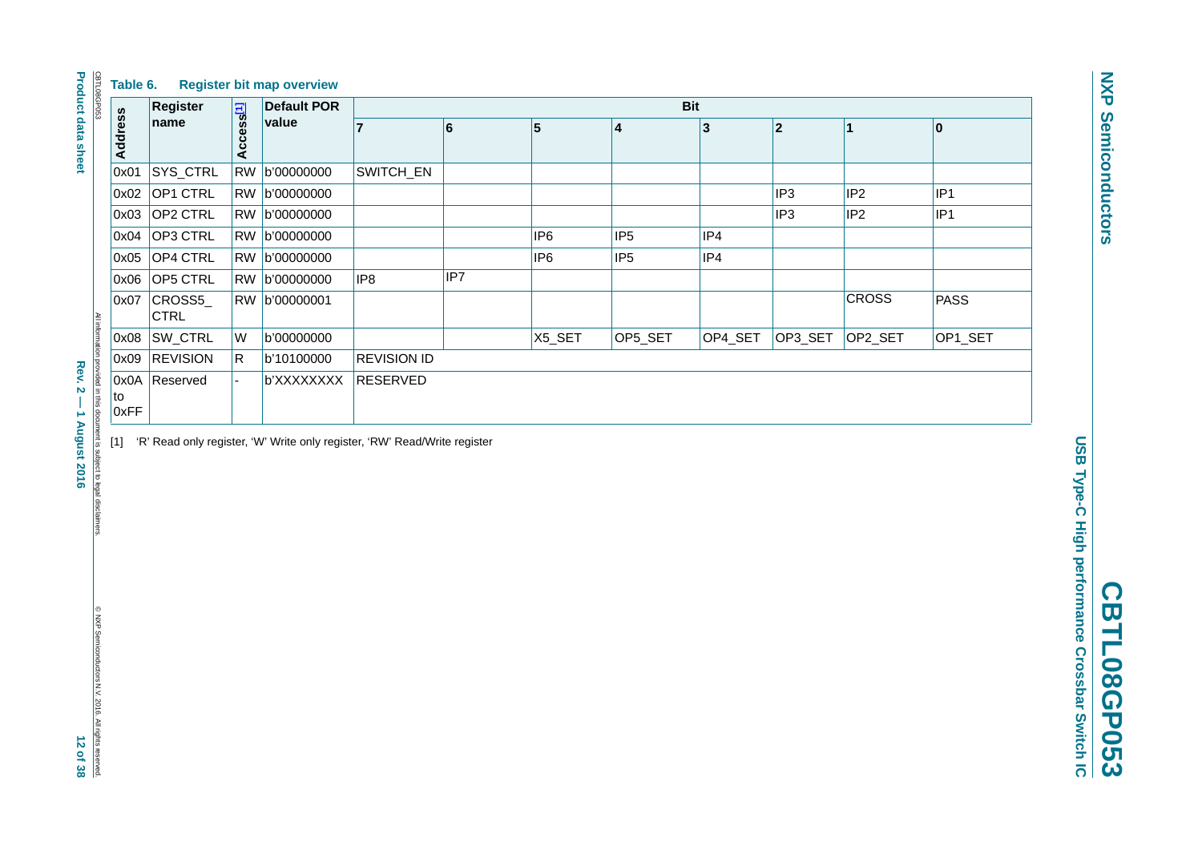**Table 6. Register bit map overview**

| Address | Register name | Access[1] | Default POR value | Bit | | | | | | | |
|---|---|---|---|---|---|---|---|---|---|---|---|
| | | | | 7 | 6 | 5 | 4 | 3 | 2 | 1 | 0 |
| 0x01 | SYS_CTRL | RW | b'00000000 | SWITCH_EN | | | | | | | |
| 0x02 | OP1 CTRL | RW | b'00000000 | | | | | | IP3 | IP2 | IP1 |
| 0x03 | OP2 CTRL | RW | b'00000000 | | | | | | IP3 | IP2 | IP1 |
| 0x04 | OP3 CTRL | RW | b'00000000 | | | IP6 | IP5 | IP4 | | | |
| 0x05 | OP4 CTRL | RW | b'00000000 | | | IP6 | IP5 | IP4 | | | |
| 0x06 | OP5 CTRL | RW | b'00000000 | IP8 | IP7 | | | | | | |
| 0x07 | CROSS5_ CTRL | RW | b'00000001 | | | | | | | CROSS | PASS |
| 0x08 | SW_CTRL | W | b'00000000 | | | X5_SET | OP5_SET | OP4_SET | OP3_SET | OP2_SET | OP1_SET |
| 0x09 | REVISION | R | b'10100000 | REVISION ID | | | | | | | |
| 0x0A to 0xFF | Reserved | - | b'XXXXXXXX | RESERVED | | | | | | | |

[1] 'R' Read only register, 'W' Write only register, 'RW' Read/Write register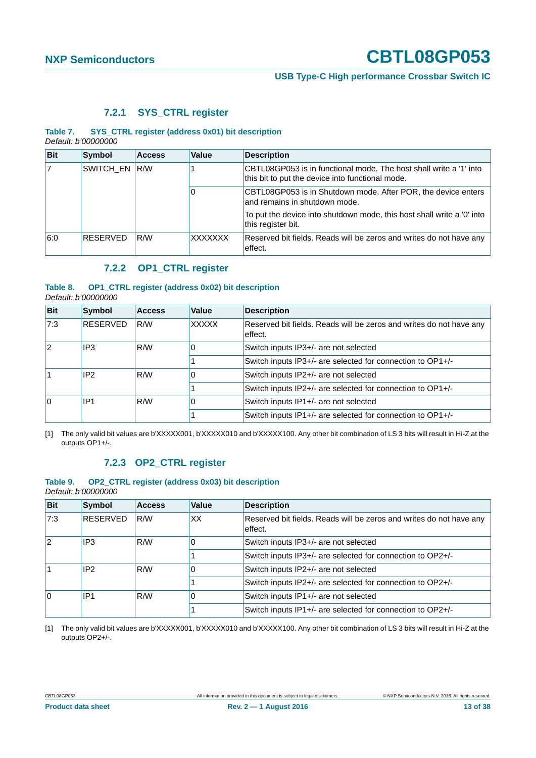### 7.2.1 SYS_CTRL register

**Table 7. SYS_CTRL register (address 0x01) bit description**
*Default: b'00000000*

| Bit | Symbol | Access | Value | Description |
|---|---|---|---|---|
| 7 | SWITCH_EN | R/W | 1 | CBTL08GP053 is in functional mode. The host shall write a '1' into this bit to put the device into functional mode. |
| | | | 0 | CBTL08GP053 is in Shutdown mode. After POR, the device enters and remains in shutdown mode. To put the device into shutdown mode, this host shall write a '0' into this register bit. |
| 6:0 | RESERVED | R/W | XXXXXXX | Reserved bit fields. Reads will be zeros and writes do not have any effect. |

### 7.2.2 OP1_CTRL register

**Table 8. OP1_CTRL register (address 0x02) bit description**
*Default: b'00000000*

| Bit | Symbol | Access | Value | Description |
|---|---|---|---|---|
| 7:3 | RESERVED | R/W | XXXXX | Reserved bit fields. Reads will be zeros and writes do not have any effect. |
| 2 | IP3 | R/W | 0 | Switch inputs IP3+/- are not selected |
| | | | 1 | Switch inputs IP3+/- are selected for connection to OP1+/- |
| 1 | IP2 | R/W | 0 | Switch inputs IP2+/- are not selected |
| | | | 1 | Switch inputs IP2+/- are selected for connection to OP1+/- |
| 0 | IP1 | R/W | 0 | Switch inputs IP1+/- are not selected |
| | | | 1 | Switch inputs IP1+/- are selected for connection to OP1+/- |

[1] The only valid bit values are b'XXXXX001, b'XXXXX010 and b'XXXXX100. Any other bit combination of LS 3 bits will result in Hi-Z at the outputs OP1+/-.

### 7.2.3 OP2_CTRL register

**Table 9. OP2_CTRL register (address 0x03) bit description**
*Default: b'00000000*

| Bit | Symbol | Access | Value | Description |
|---|---|---|---|---|
| 7:3 | RESERVED | R/W | XX | Reserved bit fields. Reads will be zeros and writes do not have any effect. |
| 2 | IP3 | R/W | 0 | Switch inputs IP3+/- are not selected |
| | | | 1 | Switch inputs IP3+/- are selected for connection to OP2+/- |
| 1 | IP2 | R/W | 0 | Switch inputs IP2+/- are not selected |
| | | | 1 | Switch inputs IP2+/- are selected for connection to OP2+/- |
| 0 | IP1 | R/W | 0 | Switch inputs IP1+/- are not selected |
| | | | 1 | Switch inputs IP1+/- are selected for connection to OP2+/- |

[1] The only valid bit values are b'XXXXX001, b'XXXXX010 and b'XXXXX100. Any other bit combination of LS 3 bits will result in Hi-Z at the outputs OP2+/-.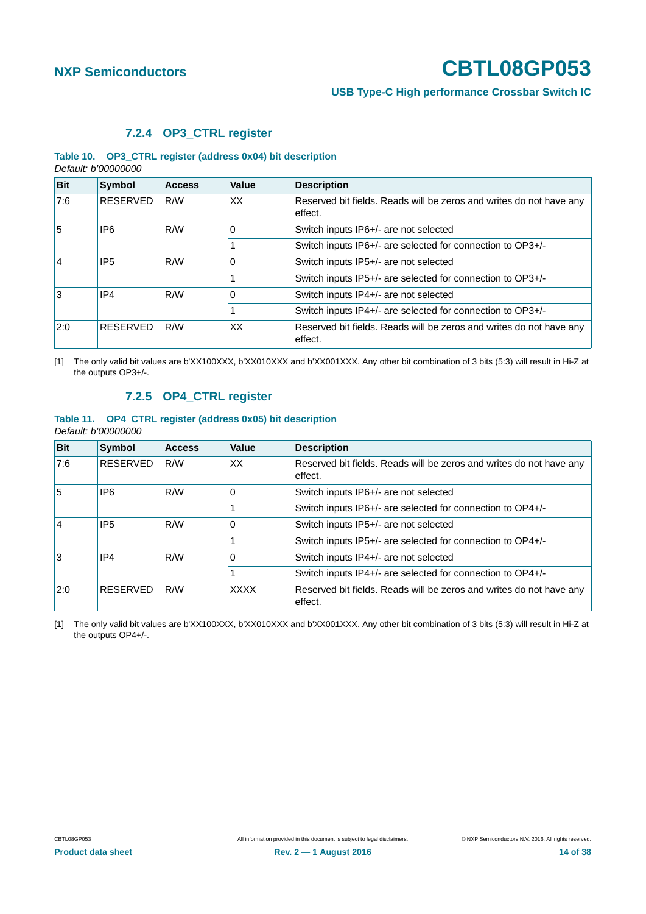### 7.2.4 OP3_CTRL register

**Table 10. OP3_CTRL register (address 0x04) bit description**

*Default: b'00000000*

| Bit | Symbol | Access | Value | Description |
|---|---|---|---|---|
| 7:6 | RESERVED | R/W | XX | Reserved bit fields. Reads will be zeros and writes do not have any effect. |
| 5 | IP6 | R/W | 0 | Switch inputs IP6+/- are not selected |
| | | | 1 | Switch inputs IP6+/- are selected for connection to OP3+/- |
| 4 | IP5 | R/W | 0 | Switch inputs IP5+/- are not selected |
| | | | 1 | Switch inputs IP5+/- are selected for connection to OP3+/- |
| 3 | IP4 | R/W | 0 | Switch inputs IP4+/- are not selected |
| | | | 1 | Switch inputs IP4+/- are selected for connection to OP3+/- |
| 2:0 | RESERVED | R/W | XX | Reserved bit fields. Reads will be zeros and writes do not have any effect. |

[1] The only valid bit values are b'XX100XXX, b'XX010XXX and b'XX001XXX. Any other bit combination of 3 bits (5:3) will result in Hi-Z at the outputs OP3+/-.

### 7.2.5 OP4_CTRL register

**Table 11. OP4_CTRL register (address 0x05) bit description**

*Default: b'00000000*

| Bit | Symbol | Access | Value | Description |
|---|---|---|---|---|
| 7:6 | RESERVED | R/W | XX | Reserved bit fields. Reads will be zeros and writes do not have any effect. |
| 5 | IP6 | R/W | 0 | Switch inputs IP6+/- are not selected |
| | | | 1 | Switch inputs IP6+/- are selected for connection to OP4+/- |
| 4 | IP5 | R/W | 0 | Switch inputs IP5+/- are not selected |
| | | | 1 | Switch inputs IP5+/- are selected for connection to OP4+/- |
| 3 | IP4 | R/W | 0 | Switch inputs IP4+/- are not selected |
| | | | 1 | Switch inputs IP4+/- are selected for connection to OP4+/- |
| 2:0 | RESERVED | R/W | XXXX | Reserved bit fields. Reads will be zeros and writes do not have any effect. |

[1] The only valid bit values are b'XX100XXX, b'XX010XXX and b'XX001XXX. Any other bit combination of 3 bits (5:3) will result in Hi-Z at the outputs OP4+/-.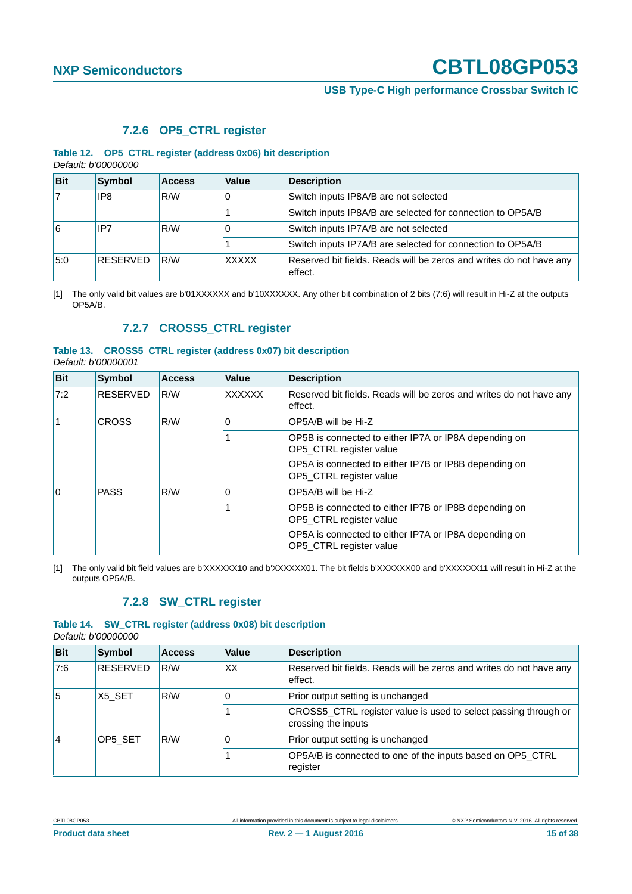### 7.2.6 OP5_CTRL register

**Table 12. OP5_CTRL register (address 0x06) bit description**

*Default: b'00000000*

| Bit | Symbol | Access | Value | Description |
|---|---|---|---|---|
| 7 | IP8 | R/W | 0 | Switch inputs IP8A/B are not selected |
| | | | 1 | Switch inputs IP8A/B are selected for connection to OP5A/B |
| 6 | IP7 | R/W | 0 | Switch inputs IP7A/B are not selected |
| | | | 1 | Switch inputs IP7A/B are selected for connection to OP5A/B |
| 5:0 | RESERVED | R/W | XXXXX | Reserved bit fields. Reads will be zeros and writes do not have any effect. |

[1] The only valid bit values are b'01XXXXXX and b'10XXXXXX. Any other bit combination of 2 bits (7:6) will result in Hi-Z at the outputs OP5A/B.

### 7.2.7 CROSS5_CTRL register

**Table 13. CROSS5_CTRL register (address 0x07) bit description**

*Default: b'00000001*

| Bit | Symbol | Access | Value | Description |
|---|---|---|---|---|
| 7:2 | RESERVED | R/W | XXXXXX | Reserved bit fields. Reads will be zeros and writes do not have any effect. |
| 1 | CROSS | R/W | 0 | OP5A/B will be Hi-Z |
| | | | 1 | OP5B is connected to either IP7A or IP8A depending on OP5_CTRL register value<br>OP5A is connected to either IP7B or IP8B depending on OP5_CTRL register value |
| 0 | PASS | R/W | 0 | OP5A/B will be Hi-Z |
| | | | 1 | OP5B is connected to either IP7B or IP8B depending on OP5_CTRL register value<br>OP5A is connected to either IP7A or IP8A depending on OP5_CTRL register value |

[1] The only valid bit field values are b'XXXXXX10 and b'XXXXXX01. The bit fields b'XXXXXX00 and b'XXXXXX11 will result in Hi-Z at the outputs OP5A/B.

### 7.2.8 SW_CTRL register

**Table 14. SW_CTRL register (address 0x08) bit description**

*Default: b'00000000*

| Bit | Symbol | Access | Value | Description |
|---|---|---|---|---|
| 7:6 | RESERVED | R/W | XX | Reserved bit fields. Reads will be zeros and writes do not have any effect. |
| 5 | X5_SET | R/W | 0 | Prior output setting is unchanged |
| | | | 1 | CROSS5_CTRL register value is used to select passing through or crossing the inputs |
| 4 | OP5_SET | R/W | 0 | Prior output setting is unchanged |
| | | | 1 | OP5A/B is connected to one of the inputs based on OP5_CTRL register |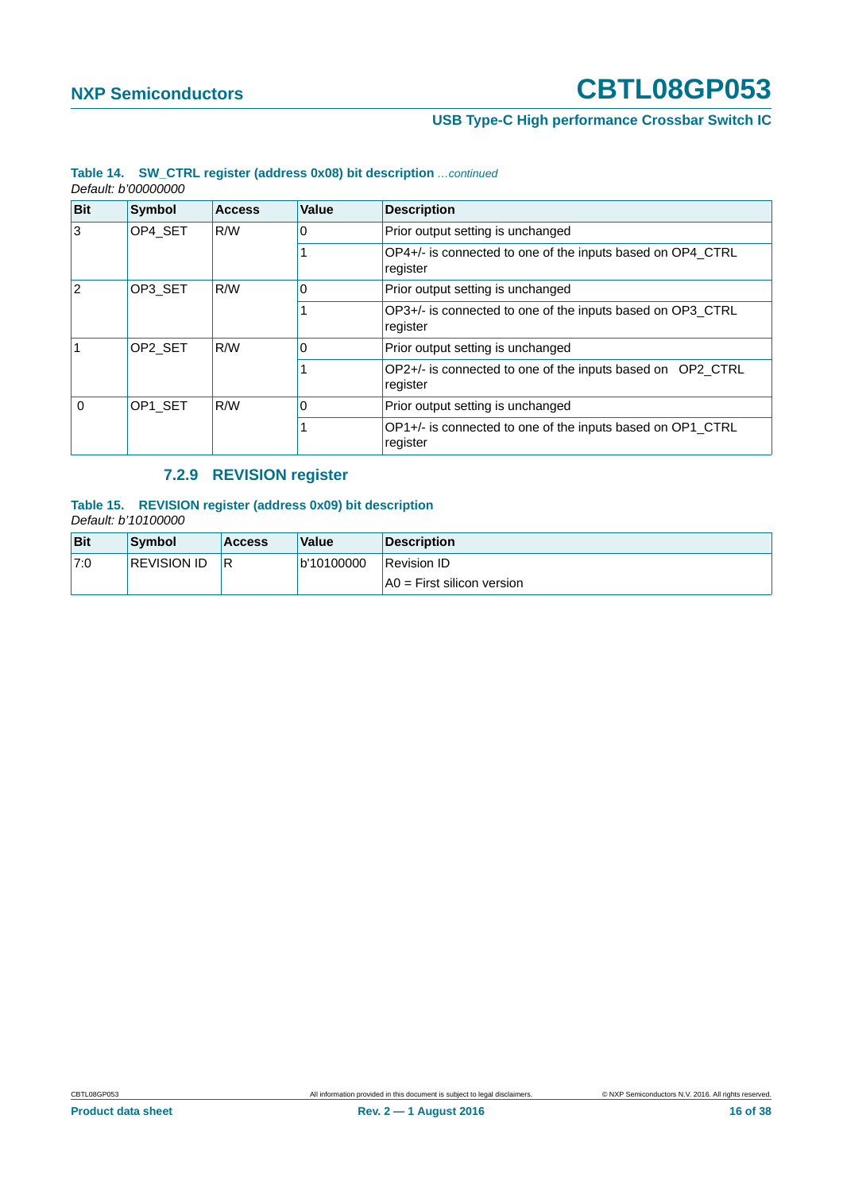**Table 14. SW_CTRL register (address 0x08) bit description** *...continued*

*Default: b'00000000*

| Bit | Symbol | Access | Value | Description |
|---|---|---|---|---|
| 3 | OP4_SET | R/W | 0 | Prior output setting is unchanged |
| | | | 1 | OP4+/- is connected to one of the inputs based on OP4_CTRL register |
| 2 | OP3_SET | R/W | 0 | Prior output setting is unchanged |
| | | | 1 | OP3+/- is connected to one of the inputs based on OP3_CTRL register |
| 1 | OP2_SET | R/W | 0 | Prior output setting is unchanged |
| | | | 1 | OP2+/- is connected to one of the inputs based on OP2_CTRL register |
| 0 | OP1_SET | R/W | 0 | Prior output setting is unchanged |
| | | | 1 | OP1+/- is connected to one of the inputs based on OP1_CTRL register |

### 7.2.9 REVISION register

**Table 15. REVISION register (address 0x09) bit description**

*Default: b'10100000*

| Bit | Symbol | Access | Value | Description |
|---|---|---|---|---|
| 7:0 | REVISION ID | R | b'10100000 | Revision ID |
| | | | | A0 = First silicon version |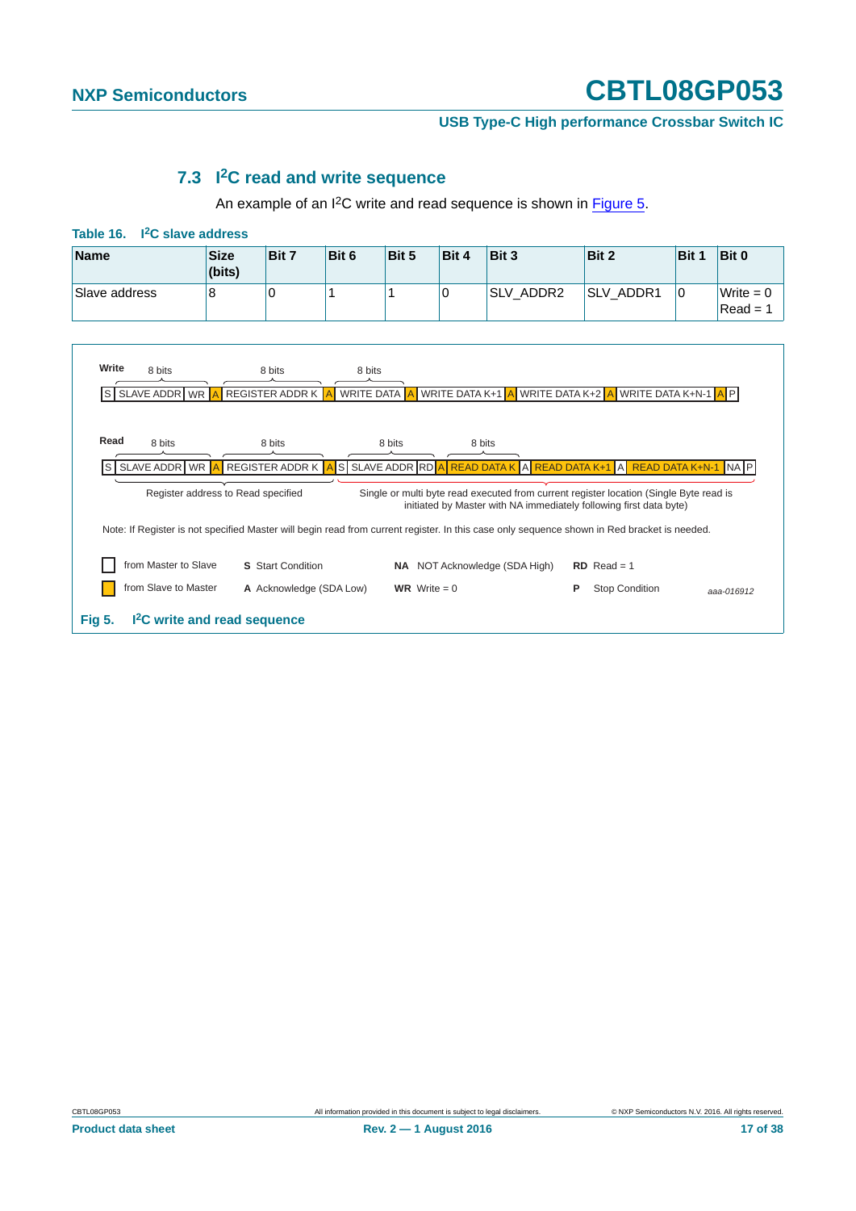## 7.3 I²C read and write sequence

An example of an I²C write and read sequence is shown in Figure 5.

**Table 16. I²C slave address**

| Name | Size (bits) | Bit 7 | Bit 6 | Bit 5 | Bit 4 | Bit 3 | Bit 2 | Bit 1 | Bit 0 |
|---|---|---|---|---|---|---|---|---|---|
| Slave address | 8 | 0 | 1 | 1 | 0 | SLV_ADDR2 | SLV_ADDR1 | 0 | Write = 0<br>Read = 1 |

**Write**

8 bits / 8 bits / 8 bits

| S | SLAVE ADDR | WR | A | REGISTER ADDR K | A | WRITE DATA | A | WRITE DATA K+1 | A | WRITE DATA K+2 | A | WRITE DATA K+N-1 | A | P |
|---|---|---|---|---|---|---|---|---|---|---|---|---|---|---|

**Read**

8 bits / 8 bits / 8 bits / 8 bits

| S | SLAVE ADDR | WR | A | REGISTER ADDR K | A | S | SLAVE ADDR | RD | A | READ DATA K | A | READ DATA K+1 | A | READ DATA K+N-1 | NA | P |
|---|---|---|---|---|---|---|---|---|---|---|---|---|---|---|---|---|

Register address to Read specified

Single or multi byte read executed from current register location (Single Byte read is initiated by Master with NA immediately following first data byte)

Note: If Register is not specified Master will begin read from current register. In this case only sequence shown in Red bracket is needed.

- White box: from Master to Slave
- Orange box: from Slave to Master
- **S** Start Condition
- **A** Acknowledge (SDA Low)
- **NA** NOT Acknowledge (SDA High)
- **WR** Write = 0
- **RD** Read = 1
- **P** Stop Condition

aaa-016912

**Fig 5. I²C write and read sequence**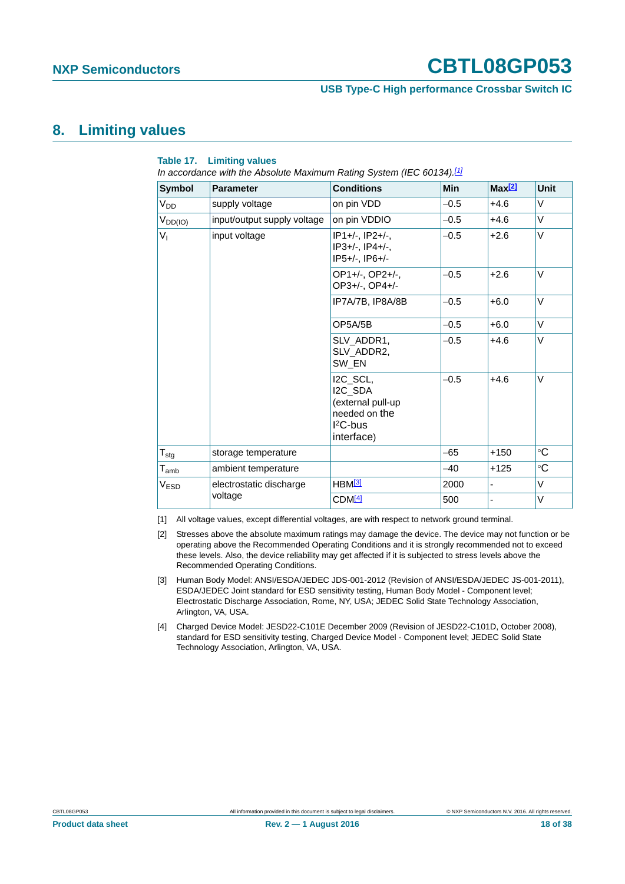## 8. Limiting values

**Table 17. Limiting values**

*In accordance with the Absolute Maximum Rating System (IEC 60134).*[1]

| Symbol | Parameter | Conditions | Min | Max[2] | Unit |
|---|---|---|---|---|---|
| $V_{DD}$ | supply voltage | on pin VDD | −0.5 | +4.6 | V |
| $V_{DD(IO)}$ | input/output supply voltage | on pin VDDIO | −0.5 | +4.6 | V |
| $V_I$ | input voltage | IP1+/-, IP2+/-, IP3+/-, IP4+/-, IP5+/-, IP6+/- | −0.5 | +2.6 | V |
| | | OP1+/-, OP2+/-, OP3+/-, OP4+/- | −0.5 | +2.6 | V |
| | | IP7A/7B, IP8A/8B | −0.5 | +6.0 | V |
| | | OP5A/5B | −0.5 | +6.0 | V |
| | | SLV_ADDR1, SLV_ADDR2, SW_EN | −0.5 | +4.6 | V |
| | | I2C_SCL, I2C_SDA (external pull-up needed on the I²C-bus interface) | −0.5 | +4.6 | V |
| $T_{stg}$ | storage temperature | | −65 | +150 | °C |
| $T_{amb}$ | ambient temperature | | −40 | +125 | °C |
| $V_{ESD}$ | electrostatic discharge voltage | HBM[3] | 2000 | - | V |
| | | CDM[4] | 500 | - | V |

[1] All voltage values, except differential voltages, are with respect to network ground terminal.

[2] Stresses above the absolute maximum ratings may damage the device. The device may not function or be operating above the Recommended Operating Conditions and it is strongly recommended not to exceed these levels. Also, the device reliability may get affected if it is subjected to stress levels above the Recommended Operating Conditions.

[3] Human Body Model: ANSI/ESDA/JEDEC JDS-001-2012 (Revision of ANSI/ESDA/JEDEC JS-001-2011), ESDA/JEDEC Joint standard for ESD sensitivity testing, Human Body Model - Component level; Electrostatic Discharge Association, Rome, NY, USA; JEDEC Solid State Technology Association, Arlington, VA, USA.

[4] Charged Device Model: JESD22-C101E December 2009 (Revision of JESD22-C101D, October 2008), standard for ESD sensitivity testing, Charged Device Model - Component level; JEDEC Solid State Technology Association, Arlington, VA, USA.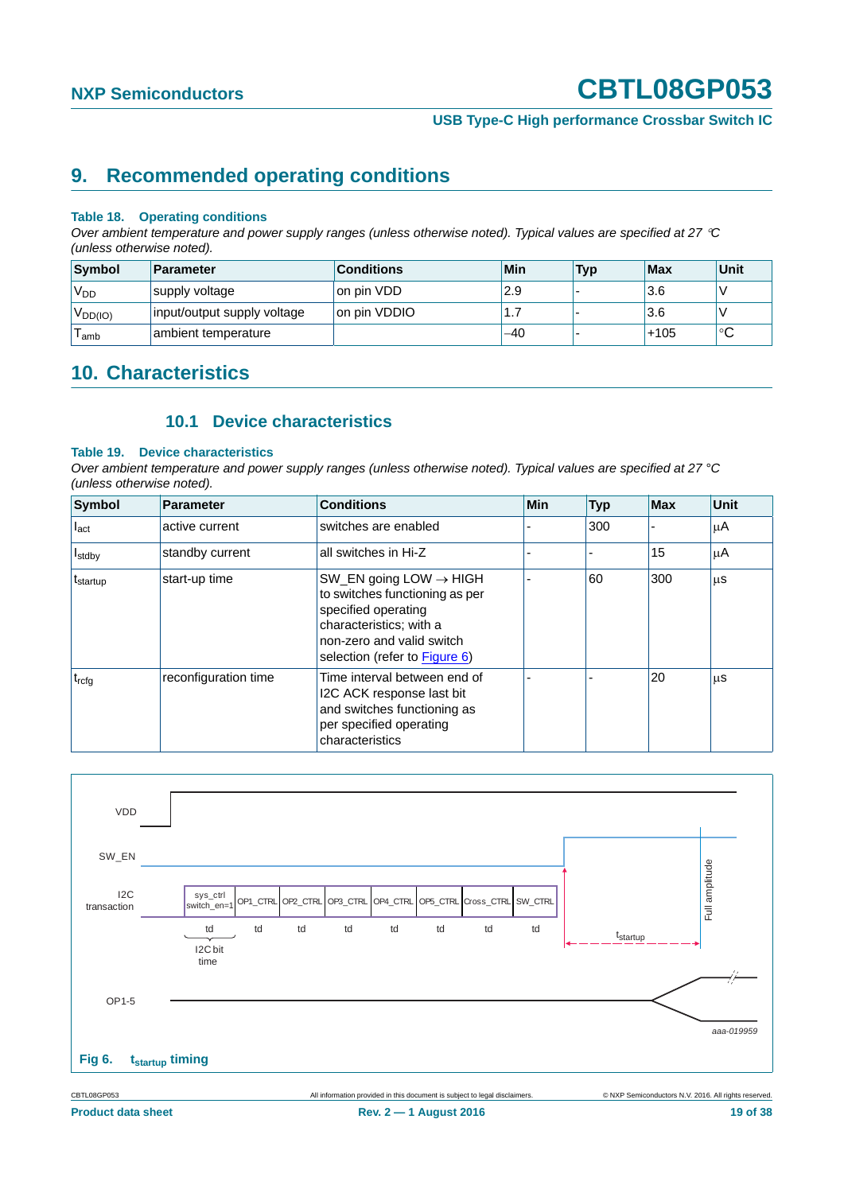## 9. Recommended operating conditions

**Table 18. Operating conditions**

*Over ambient temperature and power supply ranges (unless otherwise noted). Typical values are specified at 27 °C (unless otherwise noted).*

| Symbol | Parameter | Conditions | Min | Typ | Max | Unit |
|---|---|---|---|---|---|---|
| $V_{DD}$ | supply voltage | on pin VDD | 2.9 | - | 3.6 | V |
| $V_{DD(IO)}$ | input/output supply voltage | on pin VDDIO | 1.7 | - | 3.6 | V |
| $T_{amb}$ | ambient temperature | | −40 | - | +105 | °C |

## 10. Characteristics

### 10.1 Device characteristics

**Table 19. Device characteristics**

*Over ambient temperature and power supply ranges (unless otherwise noted). Typical values are specified at 27 °C (unless otherwise noted).*

| Symbol | Parameter | Conditions | Min | Typ | Max | Unit |
|---|---|---|---|---|---|---|
| $I_{act}$ | active current | switches are enabled | - | 300 | - | μA |
| $I_{stdby}$ | standby current | all switches in Hi-Z | - | - | 15 | μA |
| $t_{startup}$ | start-up time | SW_EN going LOW → HIGH to switches functioning as per specified operating characteristics; with a non-zero and valid switch selection (refer to Figure 6) | - | 60 | 300 | μs |
| $t_{rcfg}$ | reconfiguration time | Time interval between end of I2C ACK response last bit and switches functioning as per specified operating characteristics | - | - | 20 | μs |

**Fig 6.** $t_{startup}$ **timing**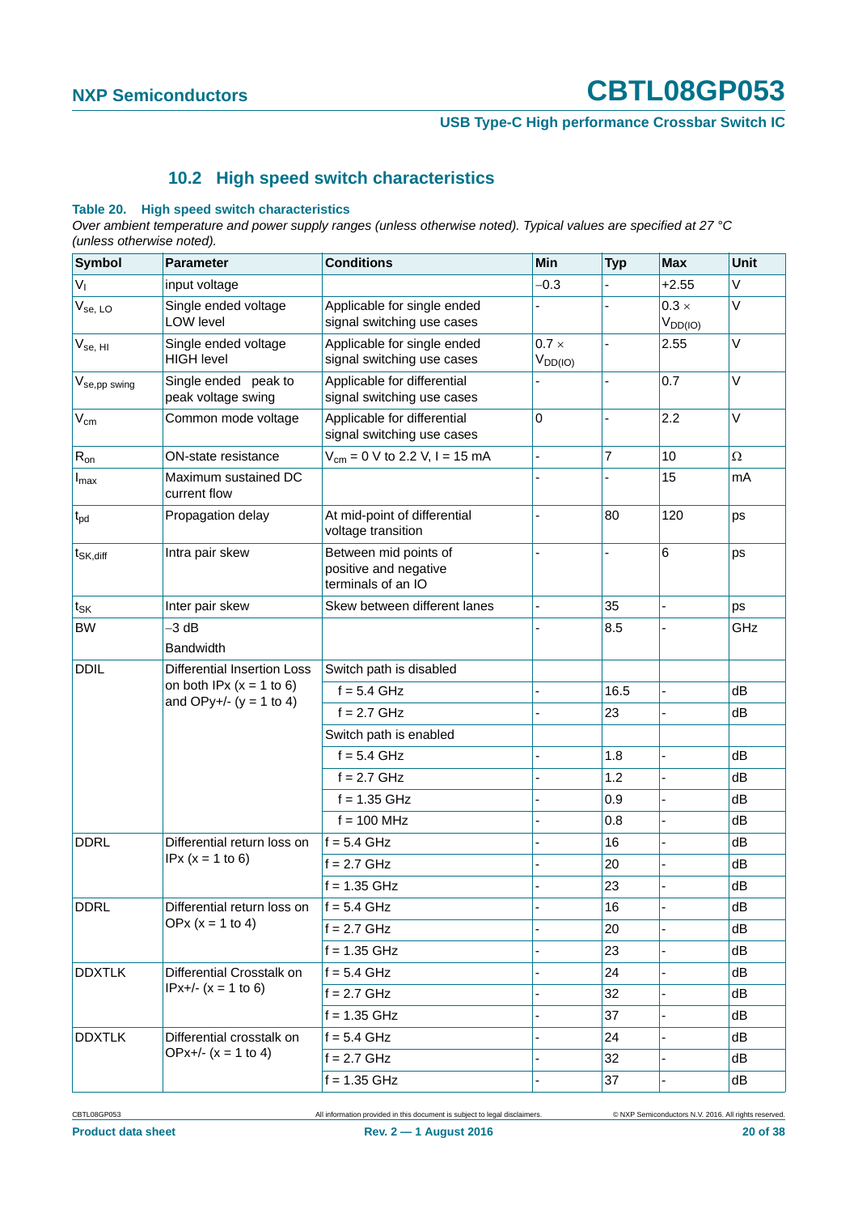## 10.2 High speed switch characteristics

**Table 20. High speed switch characteristics**

*Over ambient temperature and power supply ranges (unless otherwise noted). Typical values are specified at 27 °C (unless otherwise noted).*

| Symbol | Parameter | Conditions | Min | Typ | Max | Unit |
|---|---|---|---|---|---|---|
| $V_I$ | input voltage | | −0.3 | - | +2.55 | V |
| $V_{se, LO}$ | Single ended voltage LOW level | Applicable for single ended signal switching use cases | - | - | 0.3 × $V_{DD(IO)}$ | V |
| $V_{se, HI}$ | Single ended voltage HIGH level | Applicable for single ended signal switching use cases | 0.7 × $V_{DD(IO)}$ | - | 2.55 | V |
| $V_{se,pp\ swing}$ | Single ended peak to peak voltage swing | Applicable for differential signal switching use cases | - | - | 0.7 | V |
| $V_{cm}$ | Common mode voltage | Applicable for differential signal switching use cases | 0 | - | 2.2 | V |
| $R_{on}$ | ON-state resistance | $V_{cm}$ = 0 V to 2.2 V, I = 15 mA | - | 7 | 10 | Ω |
| $I_{max}$ | Maximum sustained DC current flow | | - | - | 15 | mA |
| $t_{pd}$ | Propagation delay | At mid-point of differential voltage transition | - | 80 | 120 | ps |
| $t_{SK,diff}$ | Intra pair skew | Between mid points of positive and negative terminals of an IO | - | - | 6 | ps |
| $t_{SK}$ | Inter pair skew | Skew between different lanes | - | 35 | - | ps |
| BW | −3 dB Bandwidth | | - | 8.5 | - | GHz |
| DDIL | Differential Insertion Loss on both IPx (x = 1 to 6) and OPy+/- (y = 1 to 4) | Switch path is disabled | | | | |
| | | f = 5.4 GHz | - | 16.5 | - | dB |
| | | f = 2.7 GHz | - | 23 | - | dB |
| | | Switch path is enabled | | | | |
| | | f = 5.4 GHz | - | 1.8 | - | dB |
| | | f = 2.7 GHz | - | 1.2 | - | dB |
| | | f = 1.35 GHz | - | 0.9 | - | dB |
| | | f = 100 MHz | - | 0.8 | - | dB |
| DDRL | Differential return loss on IPx (x = 1 to 6) | f = 5.4 GHz | - | 16 | - | dB |
| | | f = 2.7 GHz | - | 20 | - | dB |
| | | f = 1.35 GHz | - | 23 | - | dB |
| DDRL | Differential return loss on OPx (x = 1 to 4) | f = 5.4 GHz | - | 16 | - | dB |
| | | f = 2.7 GHz | - | 20 | - | dB |
| | | f = 1.35 GHz | - | 23 | - | dB |
| DDXTLK | Differential Crosstalk on IPx+/- (x = 1 to 6) | f = 5.4 GHz | - | 24 | - | dB |
| | | f = 2.7 GHz | - | 32 | - | dB |
| | | f = 1.35 GHz | - | 37 | - | dB |
| DDXTLK | Differential crosstalk on OPx+/- (x = 1 to 4) | f = 5.4 GHz | - | 24 | - | dB |
| | | f = 2.7 GHz | - | 32 | - | dB |
| | | f = 1.35 GHz | - | 37 | - | dB |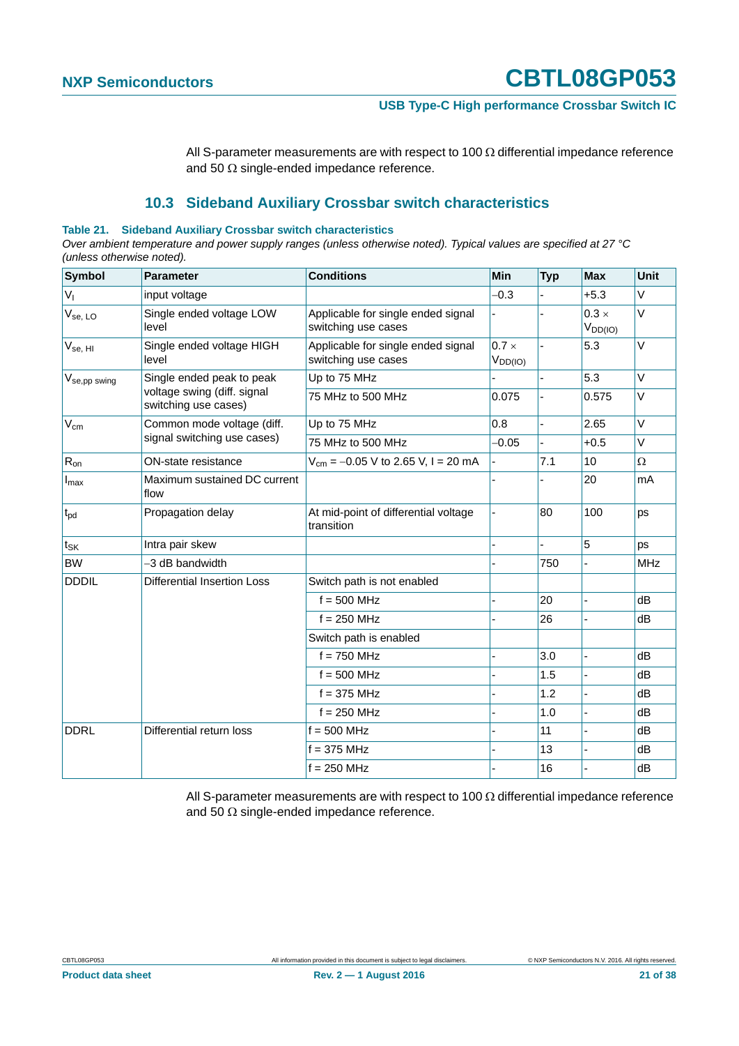All S-parameter measurements are with respect to 100 Ω differential impedance reference and 50 Ω single-ended impedance reference.

## 10.3 Sideband Auxiliary Crossbar switch characteristics

**Table 21. Sideband Auxiliary Crossbar switch characteristics**

*Over ambient temperature and power supply ranges (unless otherwise noted). Typical values are specified at 27 °C (unless otherwise noted).*

| Symbol | Parameter | Conditions | Min | Typ | Max | Unit |
|---|---|---|---|---|---|---|
| $V_I$ | input voltage | | −0.3 | - | +5.3 | V |
| $V_{se, LO}$ | Single ended voltage LOW level | Applicable for single ended signal switching use cases | - | - | 0.3 × $V_{DD(IO)}$ | V |
| $V_{se, HI}$ | Single ended voltage HIGH level | Applicable for single ended signal switching use cases | 0.7 × $V_{DD(IO)}$ | - | 5.3 | V |
| $V_{se,pp\ swing}$ | Single ended peak to peak voltage swing (diff. signal switching use cases) | Up to 75 MHz | - | - | 5.3 | V |
| | | 75 MHz to 500 MHz | 0.075 | - | 0.575 | V |
| $V_{cm}$ | Common mode voltage (diff. signal switching use cases) | Up to 75 MHz | 0.8 | - | 2.65 | V |
| | | 75 MHz to 500 MHz | −0.05 | - | +0.5 | V |
| $R_{on}$ | ON-state resistance | $V_{cm}$ = −0.05 V to 2.65 V, I = 20 mA | - | 7.1 | 10 | Ω |
| $I_{max}$ | Maximum sustained DC current flow | | - | - | 20 | mA |
| $t_{pd}$ | Propagation delay | At mid-point of differential voltage transition | - | 80 | 100 | ps |
| $t_{SK}$ | Intra pair skew | | - | - | 5 | ps |
| BW | −3 dB bandwidth | | - | 750 | - | MHz |
| DDDIL | Differential Insertion Loss | Switch path is not enabled | | | | |
| | | f = 500 MHz | - | 20 | - | dB |
| | | f = 250 MHz | - | 26 | - | dB |
| | | Switch path is enabled | | | | |
| | | f = 750 MHz | - | 3.0 | - | dB |
| | | f = 500 MHz | - | 1.5 | - | dB |
| | | f = 375 MHz | - | 1.2 | - | dB |
| | | f = 250 MHz | - | 1.0 | - | dB |
| DDRL | Differential return loss | f = 500 MHz | - | 11 | - | dB |
| | | f = 375 MHz | - | 13 | - | dB |
| | | f = 250 MHz | - | 16 | - | dB |

All S-parameter measurements are with respect to 100 Ω differential impedance reference and 50 Ω single-ended impedance reference.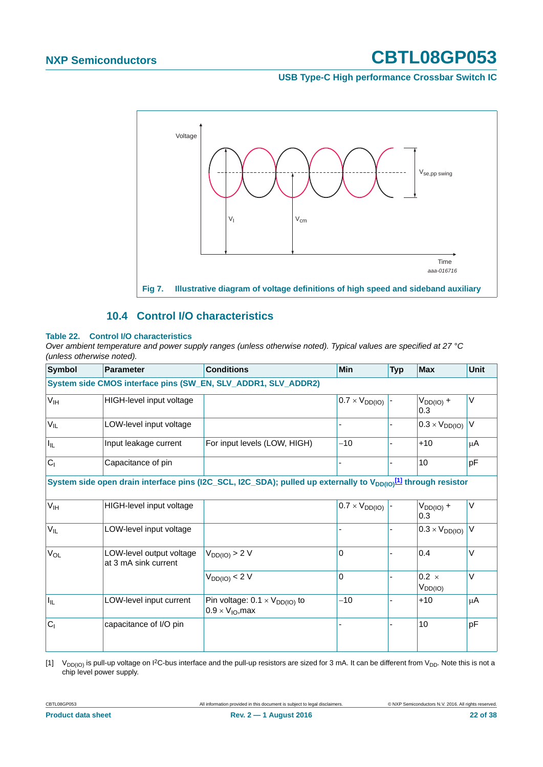Fig 7. Illustrative diagram of voltage definitions of high speed and sideband auxiliary

## 10.4 Control I/O characteristics

**Table 22. Control I/O characteristics**

*Over ambient temperature and power supply ranges (unless otherwise noted). Typical values are specified at 27 °C (unless otherwise noted).*

| Symbol | Parameter | Conditions | Min | Typ | Max | Unit |
|---|---|---|---|---|---|---|
| **System side CMOS interface pins (SW_EN, SLV_ADDR1, SLV_ADDR2)** | | | | | | |
| $V_{IH}$ | HIGH-level input voltage | | $0.7 \times V_{DD(IO)}$ | - | $V_{DD(IO)} + 0.3$ | V |
| $V_{IL}$ | LOW-level input voltage | | - | - | $0.3 \times V_{DD(IO)}$ | V |
| $I_{IL}$ | Input leakage current | For input levels (LOW, HIGH) | −10 | - | +10 | μA |
| $C_I$ | Capacitance of pin | | - | - | 10 | pF |
| **System side open drain interface pins (I2C_SCL, I2C_SDA); pulled up externally to $V_{DD(IO)}$[1] through resistor** | | | | | | |
| $V_{IH}$ | HIGH-level input voltage | | $0.7 \times V_{DD(IO)}$ | - | $V_{DD(IO)} + 0.3$ | V |
| $V_{IL}$ | LOW-level input voltage | | - | - | $0.3 \times V_{DD(IO)}$ | V |
| $V_{OL}$ | LOW-level output voltage at 3 mA sink current | $V_{DD(IO)} > 2$ V | 0 | - | 0.4 | V |
| | | $V_{DD(IO)} < 2$ V | 0 | - | $0.2 \times V_{DD(IO)}$ | V |
| $I_{IL}$ | LOW-level input current | Pin voltage: $0.1 \times V_{DD(IO)}$ to $0.9 \times V_{IO}$,max | −10 | - | +10 | μA |
| $C_I$ | capacitance of I/O pin | | - | - | 10 | pF |

[1] $V_{DD(IO)}$ is pull-up voltage on I²C-bus interface and the pull-up resistors are sized for 3 mA. It can be different from $V_{DD}$. Note this is not a chip level power supply.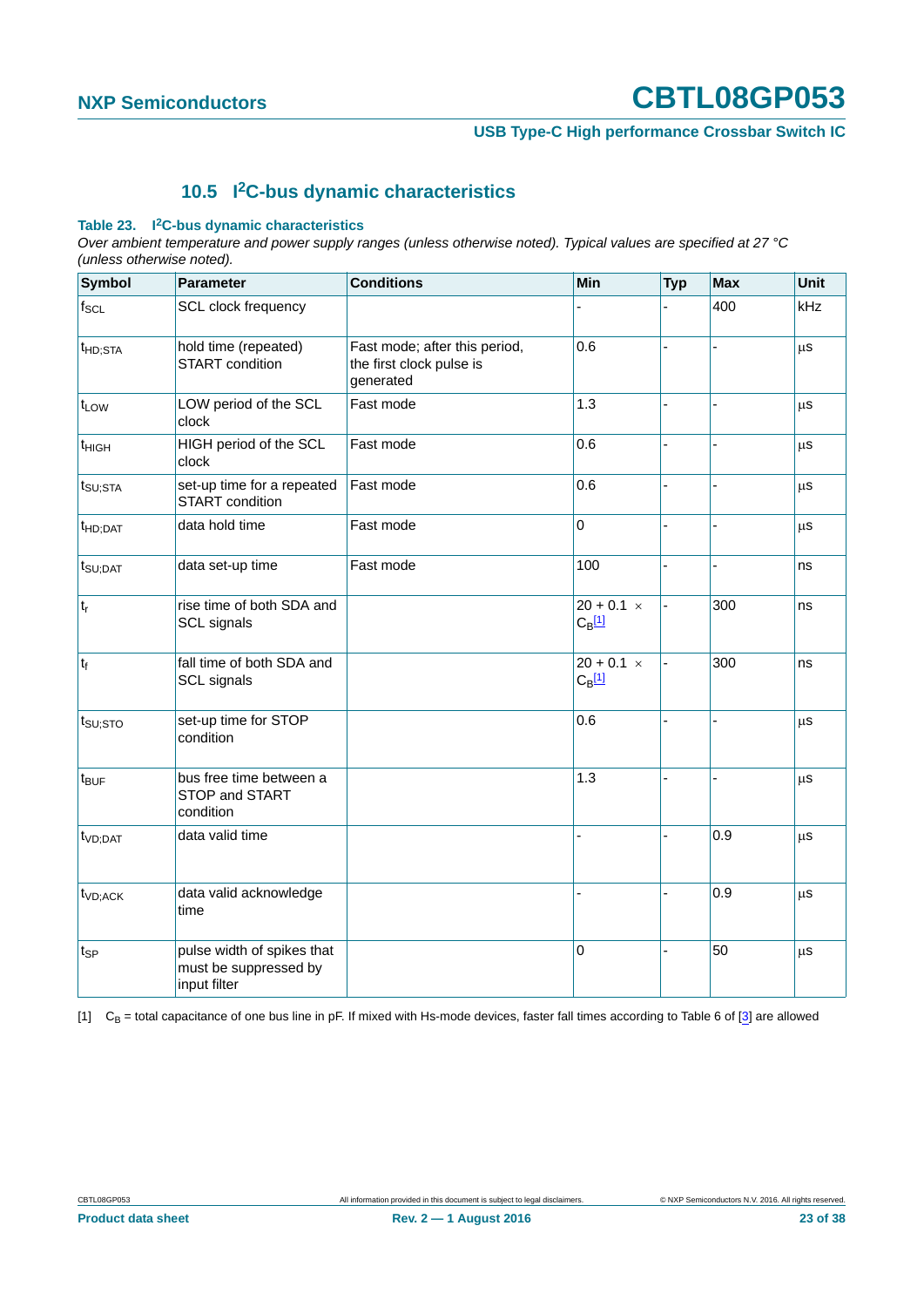## 10.5 I²C-bus dynamic characteristics

**Table 23. I²C-bus dynamic characteristics**

*Over ambient temperature and power supply ranges (unless otherwise noted). Typical values are specified at 27 °C (unless otherwise noted).*

| Symbol | Parameter | Conditions | Min | Typ | Max | Unit |
|---|---|---|---|---|---|---|
| $f_{SCL}$ | SCL clock frequency | | - | - | 400 | kHz |
| $t_{HD;STA}$ | hold time (repeated) START condition | Fast mode; after this period, the first clock pulse is generated | 0.6 | - | - | μs |
| $t_{LOW}$ | LOW period of the SCL clock | Fast mode | 1.3 | - | - | μs |
| $t_{HIGH}$ | HIGH period of the SCL clock | Fast mode | 0.6 | - | - | μs |
| $t_{SU;STA}$ | set-up time for a repeated START condition | Fast mode | 0.6 | - | - | μs |
| $t_{HD;DAT}$ | data hold time | Fast mode | 0 | - | - | μs |
| $t_{SU;DAT}$ | data set-up time | Fast mode | 100 | - | - | ns |
| $t_r$ | rise time of both SDA and SCL signals | | $20 + 0.1 \times C_B$[1] | - | 300 | ns |
| $t_f$ | fall time of both SDA and SCL signals | | $20 + 0.1 \times C_B$[1] | - | 300 | ns |
| $t_{SU;STO}$ | set-up time for STOP condition | | 0.6 | - | - | μs |
| $t_{BUF}$ | bus free time between a STOP and START condition | | 1.3 | - | - | μs |
| $t_{VD;DAT}$ | data valid time | | - | - | 0.9 | μs |
| $t_{VD;ACK}$ | data valid acknowledge time | | - | - | 0.9 | μs |
| $t_{SP}$ | pulse width of spikes that must be suppressed by input filter | | 0 | - | 50 | μs |

[1] $C_B$ = total capacitance of one bus line in pF. If mixed with Hs-mode devices, faster fall times according to Table 6 of [3] are allowed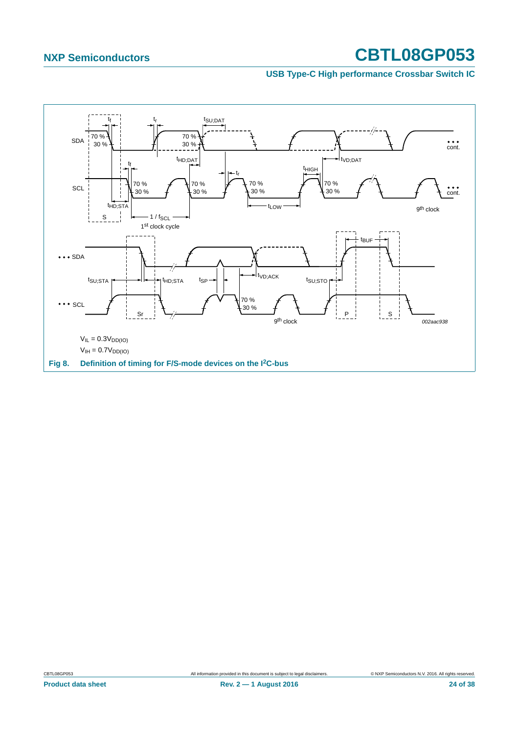$V_{IL} = 0.3V_{DD(IO)}$

$V_{IH} = 0.7V_{DD(IO)}$

**Fig 8. Definition of timing for F/S-mode devices on the I²C-bus**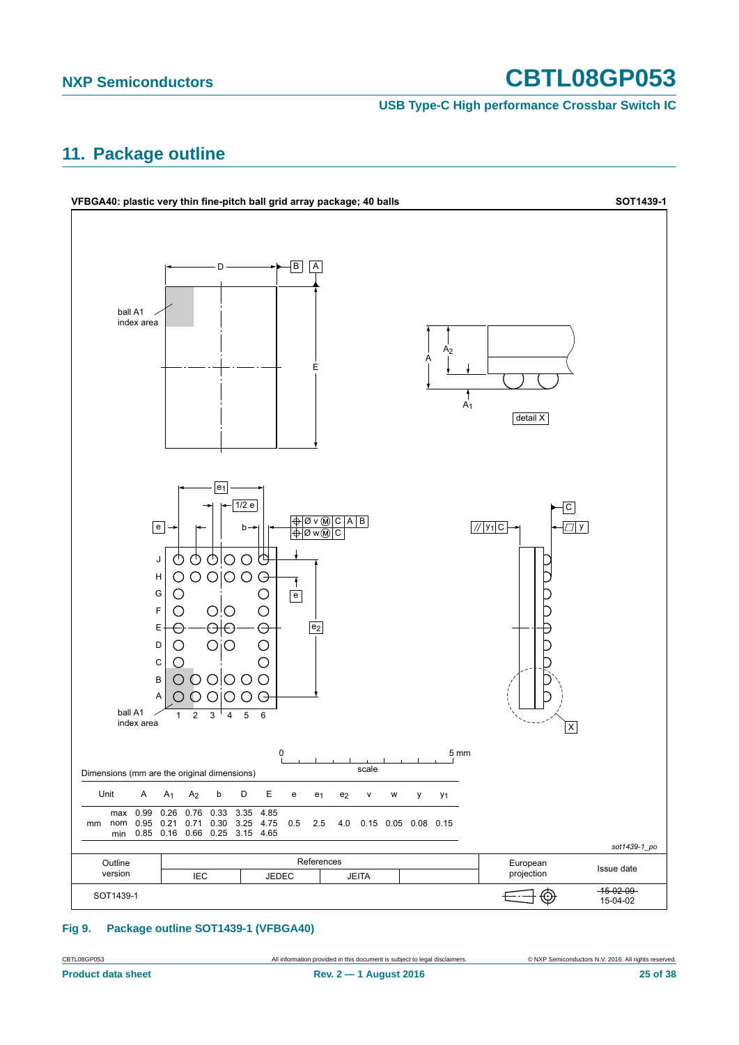## 11. Package outline

**VFBGA40: plastic very thin fine-pitch ball grid array package; 40 balls** **SOT1439-1**

Dimensions (mm are the original dimensions)

| Unit | | A | $A_1$ | $A_2$ | b | D | E | e | $e_1$ | $e_2$ | v | w | y | $y_1$ |
|---|---|---|---|---|---|---|---|---|---|---|---|---|---|---|
| mm | max | 0.99 | 0.26 | 0.76 | 0.33 | 3.35 | 4.85 | | | | | | | |
| | nom | 0.95 | 0.21 | 0.71 | 0.30 | 3.25 | 4.75 | 0.5 | 2.5 | 4.0 | 0.15 | 0.05 | 0.08 | 0.15 |
| | min | 0.85 | 0.16 | 0.66 | 0.25 | 3.15 | 4.65 | | | | | | | |

*sot1439-1_po*

| Outline version | References | | | | European projection | Issue date |
|---|---|---|---|---|---|---|
| | IEC | JEDEC | JEITA | | | |
| SOT1439-1 | | | | | | ~~15-02-09~~ 15-04-02 |

**Fig 9. Package outline SOT1439-1 (VFBGA40)**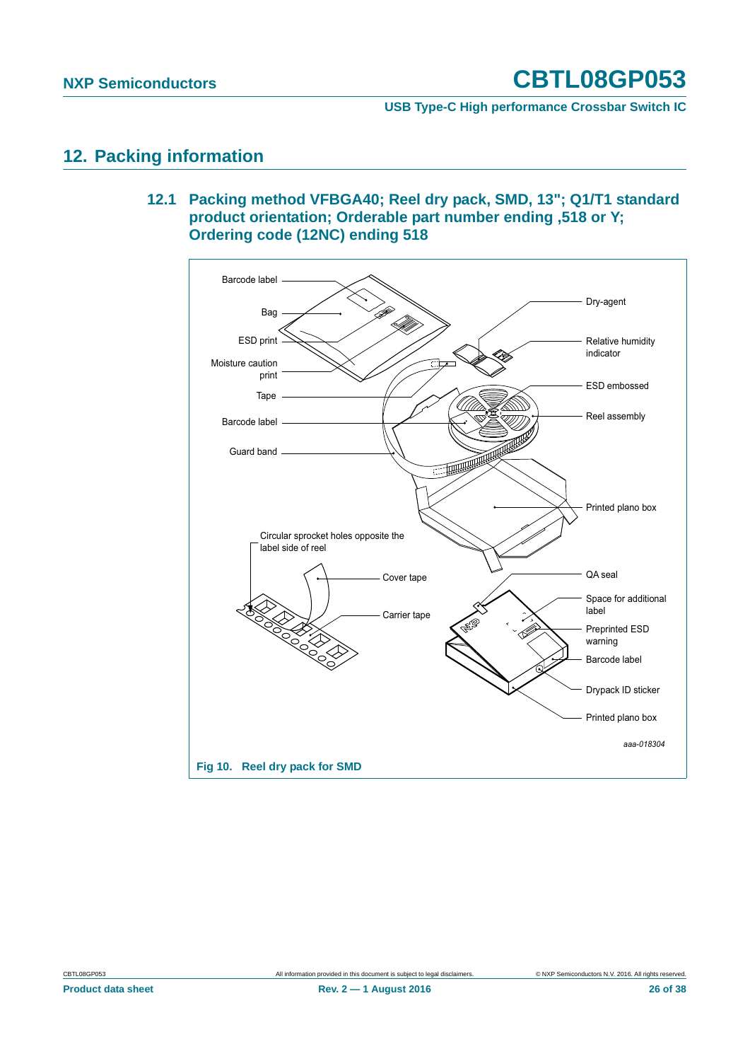## 12. Packing information

### 12.1 Packing method VFBGA40; Reel dry pack, SMD, 13"; Q1/T1 standard product orientation; Orderable part number ending ,518 or Y; Ordering code (12NC) ending 518

Barcode label

Bag

ESD print

Moisture caution print

Tape

Barcode label

Guard band

Dry-agent

Relative humidity indicator

ESD embossed

Reel assembly

Printed plano box

Circular sprocket holes opposite the label side of reel

Cover tape

Carrier tape

QA seal

Space for additional label

Preprinted ESD warning

Barcode label

Drypack ID sticker

Printed plano box

aaa-018304

**Fig 10. Reel dry pack for SMD**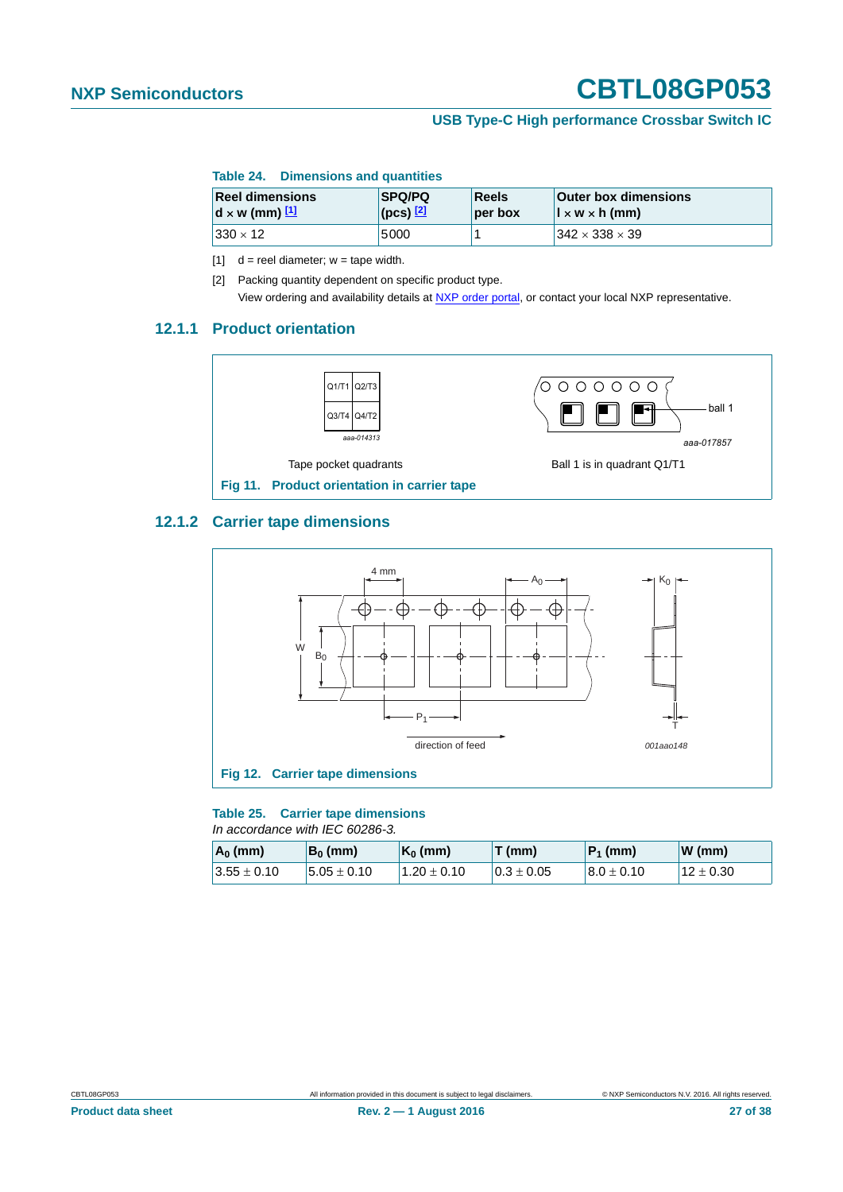**Table 24. Dimensions and quantities**

| Reel dimensions d × w (mm) [1] | SPQ/PQ (pcs) [2] | Reels per box | Outer box dimensions l × w × h (mm) |
|---|---|---|---|
| 330 × 12 | 5000 | 1 | 342 × 338 × 39 |

[1] d = reel diameter; w = tape width.

[2] Packing quantity dependent on specific product type.
View ordering and availability details at NXP order portal, or contact your local NXP representative.

### 12.1.1 Product orientation

Tape pocket quadrants

Ball 1 is in quadrant Q1/T1

**Fig 11. Product orientation in carrier tape**

### 12.1.2 Carrier tape dimensions

**Fig 12. Carrier tape dimensions**

**Table 25. Carrier tape dimensions**

*In accordance with IEC 60286-3.*

| $A_0$ (mm) | $B_0$ (mm) | $K_0$ (mm) | T (mm) | $P_1$ (mm) | W (mm) |
|---|---|---|---|---|---|
| 3.55 ± 0.10 | 5.05 ± 0.10 | 1.20 ± 0.10 | 0.3 ± 0.05 | 8.0 ± 0.10 | 12 ± 0.30 |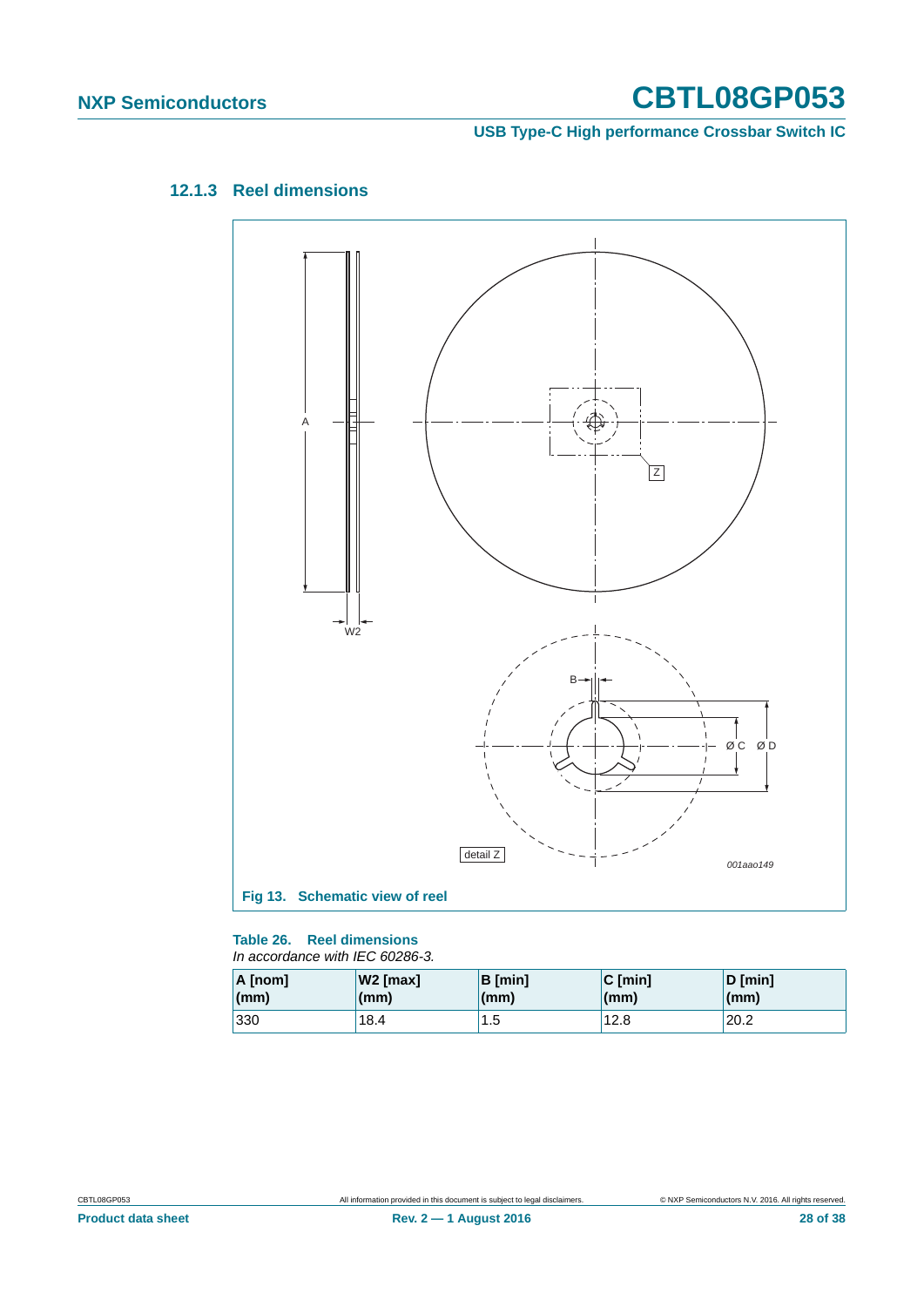### 12.1.3 Reel dimensions

Fig 13. Schematic view of reel

**Table 26. Reel dimensions**

*In accordance with IEC 60286-3.*

| A [nom] (mm) | W2 [max] (mm) | B [min] (mm) | C [min] (mm) | D [min] (mm) |
|---|---|---|---|---|
| 330 | 18.4 | 1.5 | 12.8 | 20.2 |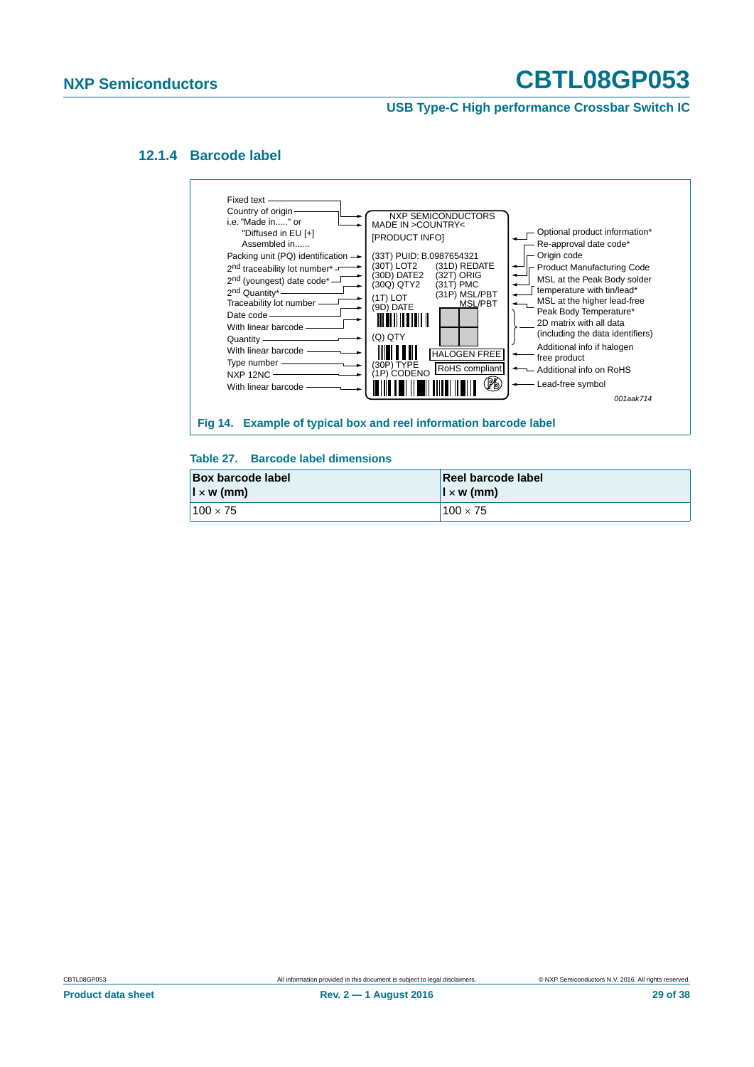### 12.1.4 Barcode label

**Fig 14. Example of typical box and reel information barcode label**

**Table 27. Barcode label dimensions**

| Box barcode label<br>l × w (mm) | Reel barcode label<br>l × w (mm) |
|---|---|
| 100 × 75 | 100 × 75 |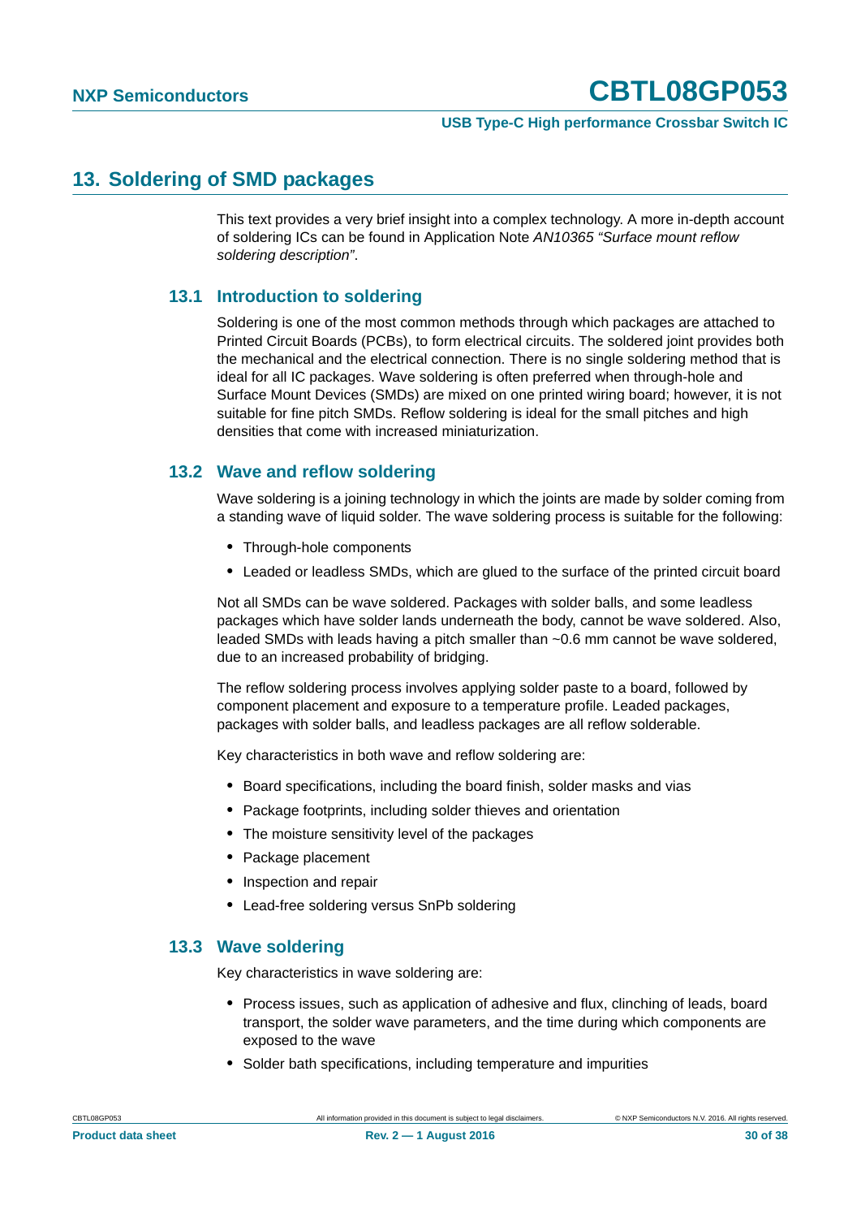## 13. Soldering of SMD packages

This text provides a very brief insight into a complex technology. A more in-depth account of soldering ICs can be found in Application Note *AN10365 "Surface mount reflow soldering description"*.

### 13.1 Introduction to soldering

Soldering is one of the most common methods through which packages are attached to Printed Circuit Boards (PCBs), to form electrical circuits. The soldered joint provides both the mechanical and the electrical connection. There is no single soldering method that is ideal for all IC packages. Wave soldering is often preferred when through-hole and Surface Mount Devices (SMDs) are mixed on one printed wiring board; however, it is not suitable for fine pitch SMDs. Reflow soldering is ideal for the small pitches and high densities that come with increased miniaturization.

### 13.2 Wave and reflow soldering

Wave soldering is a joining technology in which the joints are made by solder coming from a standing wave of liquid solder. The wave soldering process is suitable for the following:

- Through-hole components
- Leaded or leadless SMDs, which are glued to the surface of the printed circuit board

Not all SMDs can be wave soldered. Packages with solder balls, and some leadless packages which have solder lands underneath the body, cannot be wave soldered. Also, leaded SMDs with leads having a pitch smaller than ~0.6 mm cannot be wave soldered, due to an increased probability of bridging.

The reflow soldering process involves applying solder paste to a board, followed by component placement and exposure to a temperature profile. Leaded packages, packages with solder balls, and leadless packages are all reflow solderable.

Key characteristics in both wave and reflow soldering are:

- Board specifications, including the board finish, solder masks and vias
- Package footprints, including solder thieves and orientation
- The moisture sensitivity level of the packages
- Package placement
- Inspection and repair
- Lead-free soldering versus SnPb soldering

### 13.3 Wave soldering

Key characteristics in wave soldering are:

- Process issues, such as application of adhesive and flux, clinching of leads, board transport, the solder wave parameters, and the time during which components are exposed to the wave
- Solder bath specifications, including temperature and impurities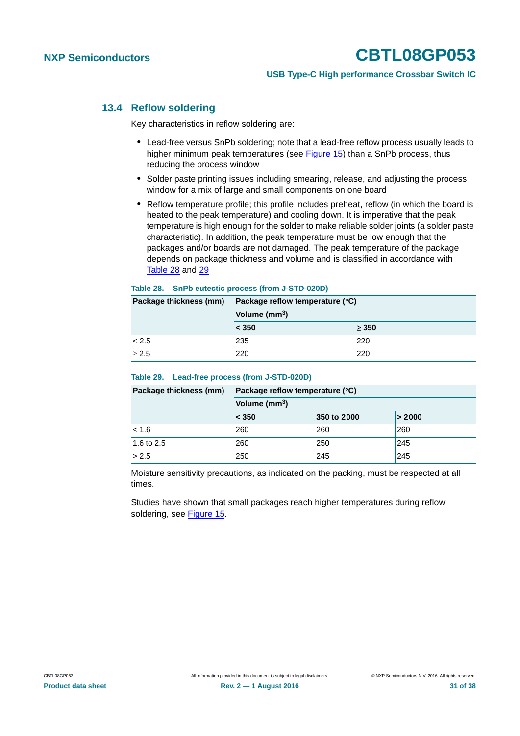### 13.4 Reflow soldering

Key characteristics in reflow soldering are:

- Lead-free versus SnPb soldering; note that a lead-free reflow process usually leads to higher minimum peak temperatures (see Figure 15) than a SnPb process, thus reducing the process window
- Solder paste printing issues including smearing, release, and adjusting the process window for a mix of large and small components on one board
- Reflow temperature profile; this profile includes preheat, reflow (in which the board is heated to the peak temperature) and cooling down. It is imperative that the peak temperature is high enough for the solder to make reliable solder joints (a solder paste characteristic). In addition, the peak temperature must be low enough that the packages and/or boards are not damaged. The peak temperature of the package depends on package thickness and volume and is classified in accordance with Table 28 and 29

**Table 28. SnPb eutectic process (from J-STD-020D)**

| Package thickness (mm) | Package reflow temperature (°C) | |
|---|---|---|
| | Volume ($mm^3$) | |
| | < 350 | ≥ 350 |
| < 2.5 | 235 | 220 |
| ≥ 2.5 | 220 | 220 |

**Table 29. Lead-free process (from J-STD-020D)**

| Package thickness (mm) | Package reflow temperature (°C) | | |
|---|---|---|---|
| | Volume ($mm^3$) | | |
| | < 350 | 350 to 2000 | > 2000 |
| < 1.6 | 260 | 260 | 260 |
| 1.6 to 2.5 | 260 | 250 | 245 |
| > 2.5 | 250 | 245 | 245 |

Moisture sensitivity precautions, as indicated on the packing, must be respected at all times.

Studies have shown that small packages reach higher temperatures during reflow soldering, see Figure 15.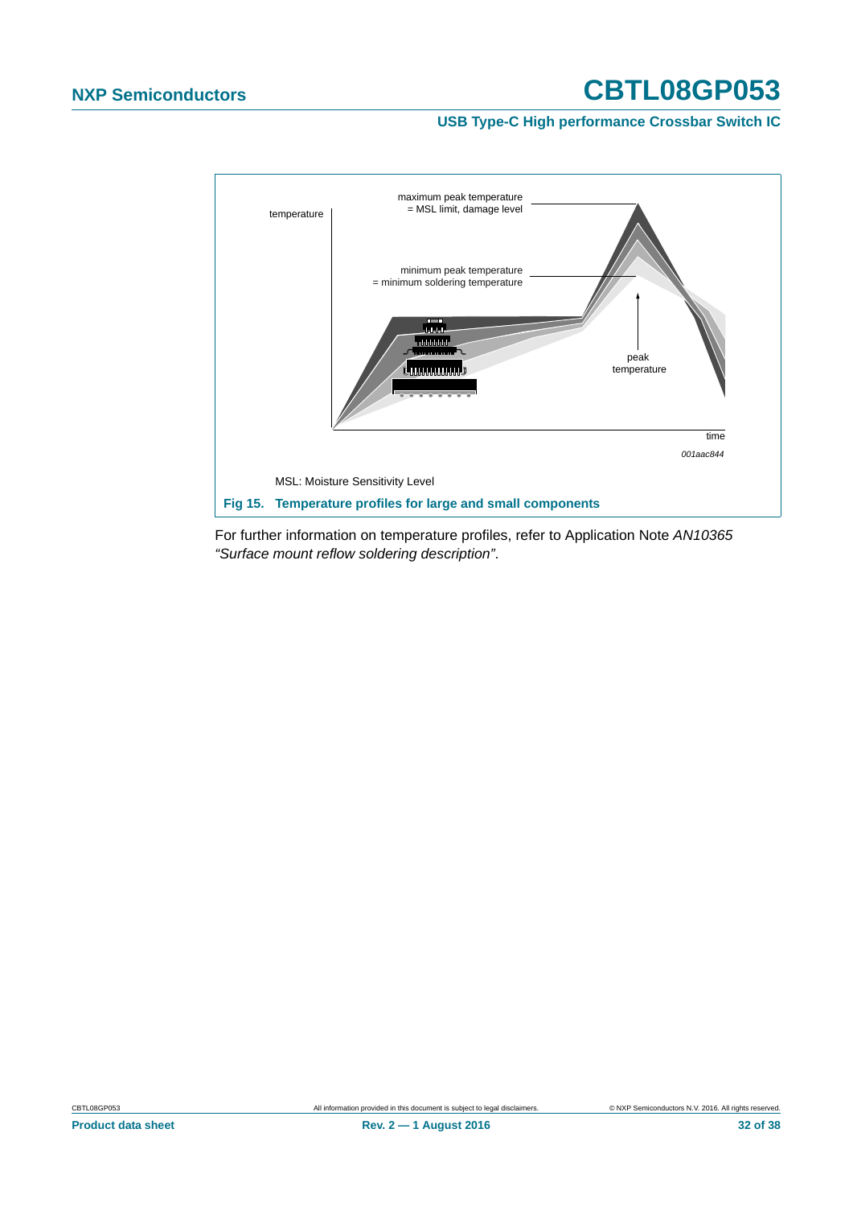temperature

maximum peak temperature
= MSL limit, damage level

minimum peak temperature
= minimum soldering temperature

peak
temperature

time

*001aac844*

MSL: Moisture Sensitivity Level

**Fig 15. Temperature profiles for large and small components**

For further information on temperature profiles, refer to Application Note *AN10365 “Surface mount reflow soldering description”*.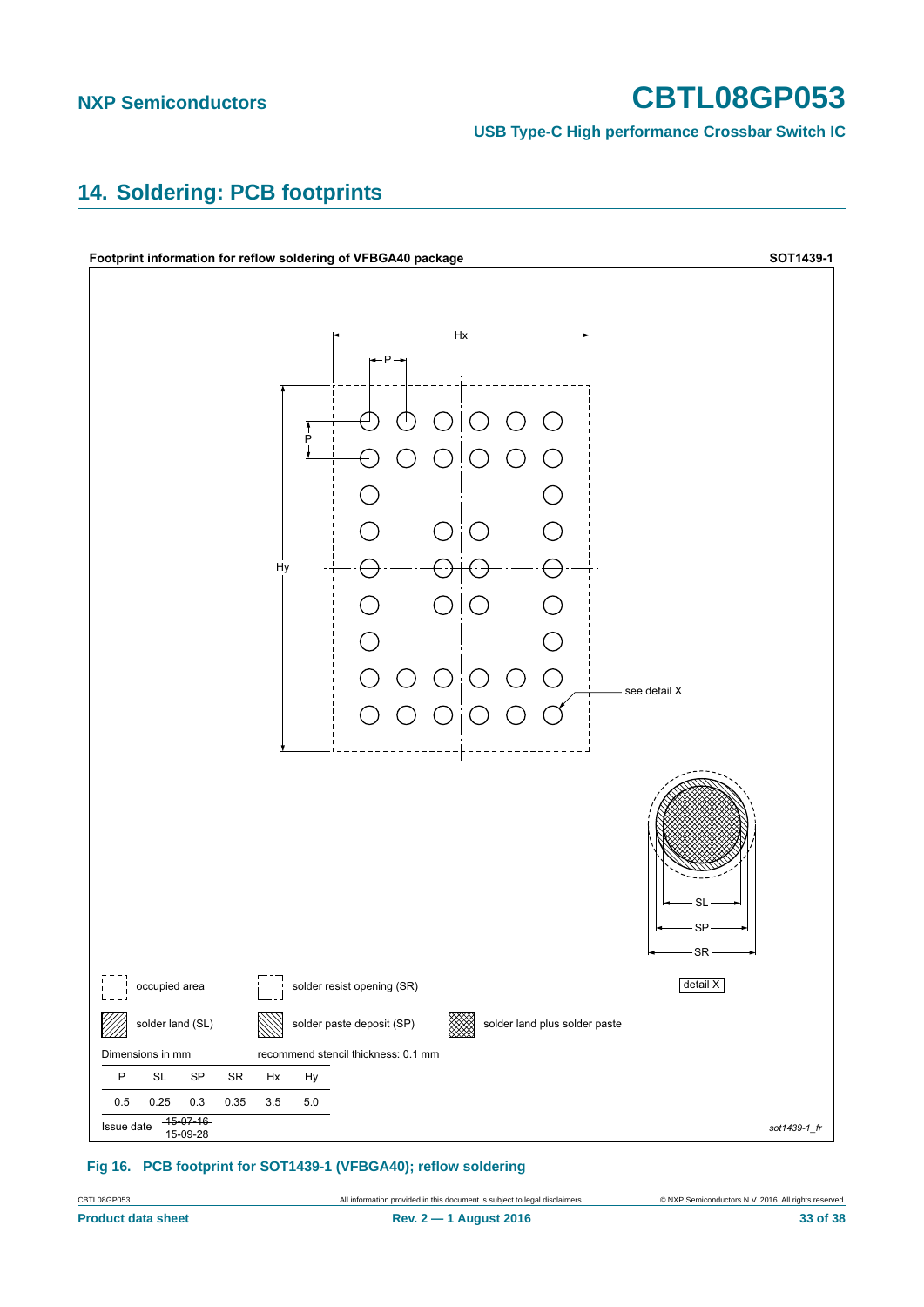## 14. Soldering: PCB footprints

**Footprint information for reflow soldering of VFBGA40 package** — **SOT1439-1**

Hx

P

P

Hy

see detail X

SL

SP

SR

detail X

occupied area

solder resist opening (SR)

solder land (SL)

solder paste deposit (SP)

solder land plus solder paste

Dimensions in mm

recommend stencil thickness: 0.1 mm

| P | SL | SP | SR | Hx | Hy |
|---|---|---|---|---|---|
| 0.5 | 0.25 | 0.3 | 0.35 | 3.5 | 5.0 |

Issue date ~~15-07-16~~ 15-09-28

*sot1439-1_fr*

**Fig 16. PCB footprint for SOT1439-1 (VFBGA40); reflow soldering**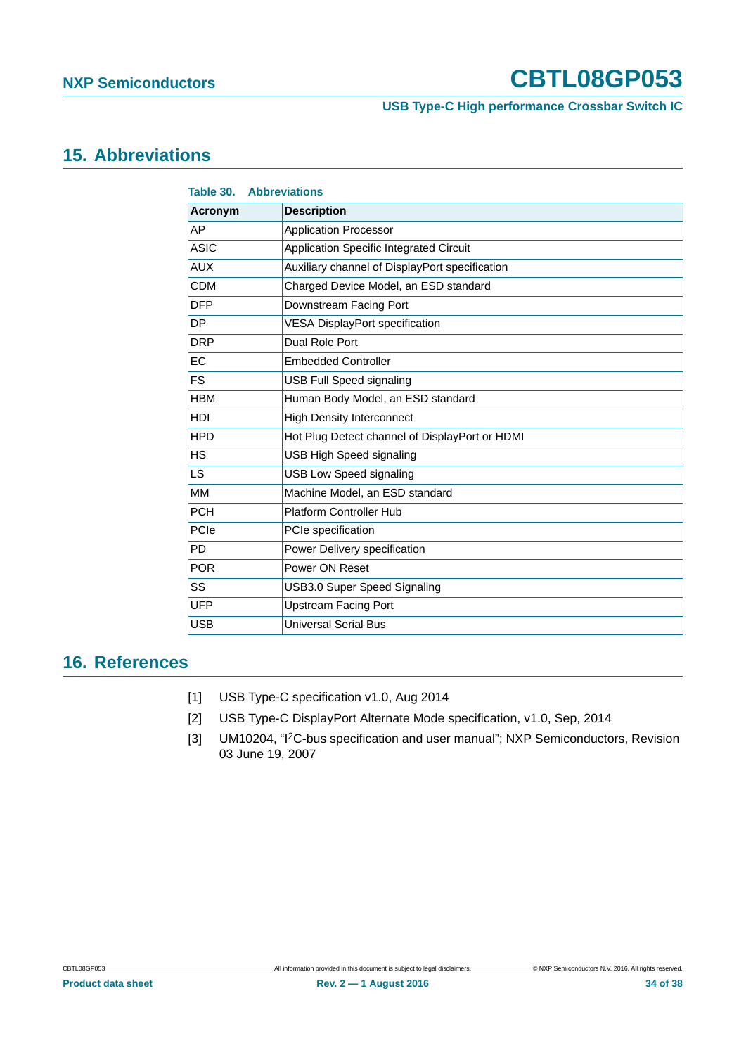## 15. Abbreviations

**Table 30. Abbreviations**

| Acronym | Description |
|---|---|
| AP | Application Processor |
| ASIC | Application Specific Integrated Circuit |
| AUX | Auxiliary channel of DisplayPort specification |
| CDM | Charged Device Model, an ESD standard |
| DFP | Downstream Facing Port |
| DP | VESA DisplayPort specification |
| DRP | Dual Role Port |
| EC | Embedded Controller |
| FS | USB Full Speed signaling |
| HBM | Human Body Model, an ESD standard |
| HDI | High Density Interconnect |
| HPD | Hot Plug Detect channel of DisplayPort or HDMI |
| HS | USB High Speed signaling |
| LS | USB Low Speed signaling |
| MM | Machine Model, an ESD standard |
| PCH | Platform Controller Hub |
| PCIe | PCIe specification |
| PD | Power Delivery specification |
| POR | Power ON Reset |
| SS | USB3.0 Super Speed Signaling |
| UFP | Upstream Facing Port |
| USB | Universal Serial Bus |

## 16. References

[1] USB Type-C specification v1.0, Aug 2014

[2] USB Type-C DisplayPort Alternate Mode specification, v1.0, Sep, 2014

[3] UM10204, "I$^2$C-bus specification and user manual"; NXP Semiconductors, Revision 03 June 19, 2007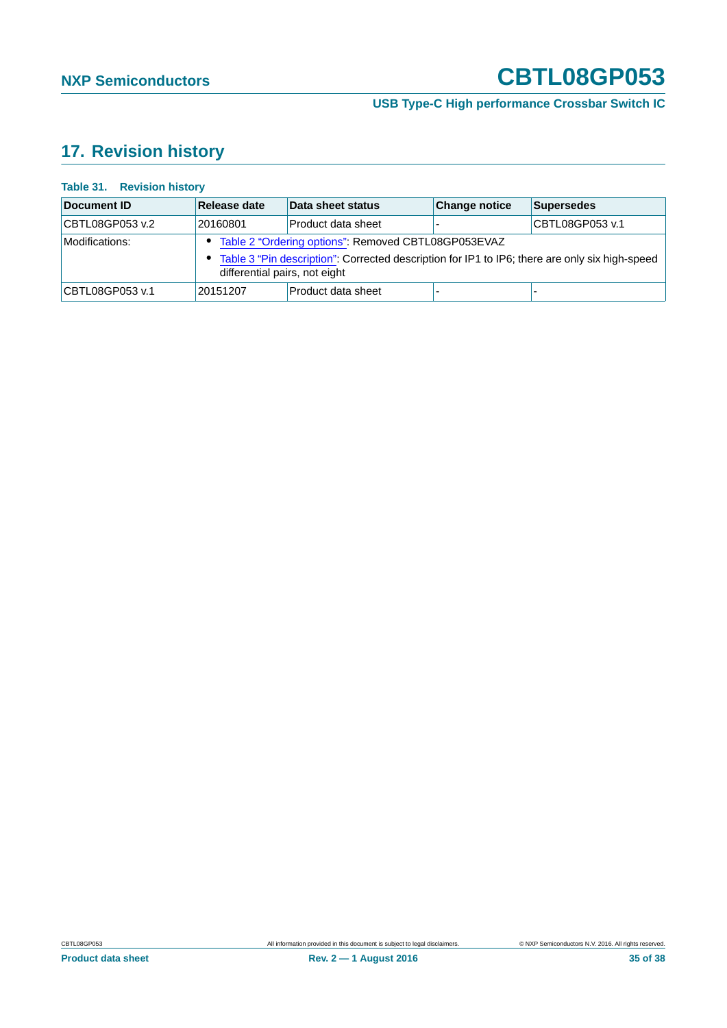## 17. Revision history

**Table 31. Revision history**

| Document ID | Release date | Data sheet status | Change notice | Supersedes |
|---|---|---|---|---|
| CBTL08GP053 v.2 | 20160801 | Product data sheet | - | CBTL08GP053 v.1 |
| Modifications: | • Table 2 "Ordering options": Removed CBTL08GP053EVAZ<br>• Table 3 "Pin description": Corrected description for IP1 to IP6; there are only six high-speed differential pairs, not eight | | | |
| CBTL08GP053 v.1 | 20151207 | Product data sheet | - | - |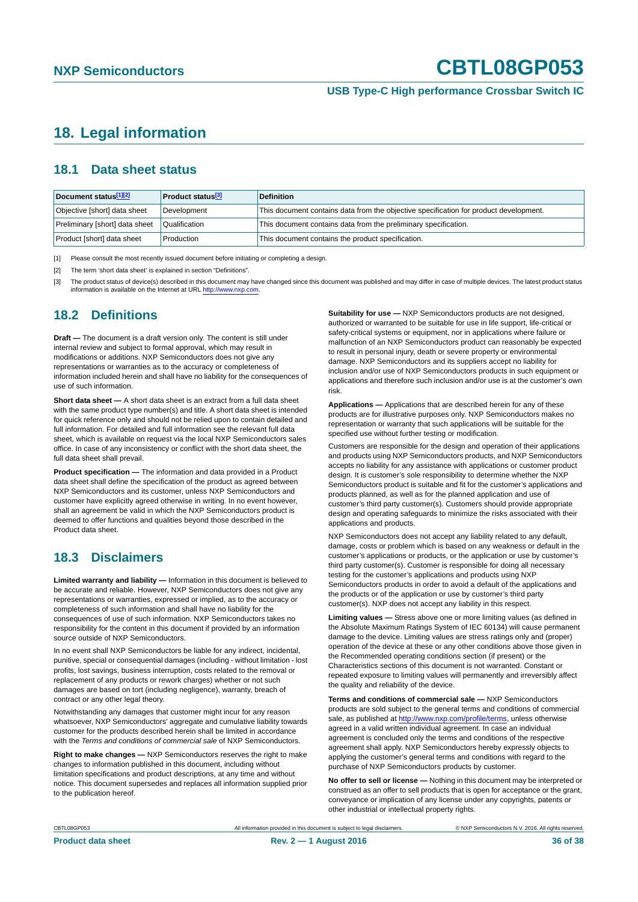# 18. Legal information

## 18.1 Data sheet status

| Document status[1][2] | Product status[3] | Definition |
|---|---|---|
| Objective [short] data sheet | Development | This document contains data from the objective specification for product development. |
| Preliminary [short] data sheet | Qualification | This document contains data from the preliminary specification. |
| Product [short] data sheet | Production | This document contains the product specification. |

[1] Please consult the most recently issued document before initiating or completing a design.

[2] The term 'short data sheet' is explained in section "Definitions".

[3] The product status of device(s) described in this document may have changed since this document was published and may differ in case of multiple devices. The latest product status information is available on the Internet at URL http://www.nxp.com.

## 18.2 Definitions

**Draft —** The document is a draft version only. The content is still under internal review and subject to formal approval, which may result in modifications or additions. NXP Semiconductors does not give any representations or warranties as to the accuracy or completeness of information included herein and shall have no liability for the consequences of use of such information.

**Short data sheet —** A short data sheet is an extract from a full data sheet with the same product type number(s) and title. A short data sheet is intended for quick reference only and should not be relied upon to contain detailed and full information. For detailed and full information see the relevant full data sheet, which is available on request via the local NXP Semiconductors sales office. In case of any inconsistency or conflict with the short data sheet, the full data sheet shall prevail.

**Product specification —** The information and data provided in a Product data sheet shall define the specification of the product as agreed between NXP Semiconductors and its customer, unless NXP Semiconductors and customer have explicitly agreed otherwise in writing. In no event however, shall an agreement be valid in which the NXP Semiconductors product is deemed to offer functions and qualities beyond those described in the Product data sheet.

## 18.3 Disclaimers

**Limited warranty and liability —** Information in this document is believed to be accurate and reliable. However, NXP Semiconductors does not give any representations or warranties, expressed or implied, as to the accuracy or completeness of such information and shall have no liability for the consequences of use of such information. NXP Semiconductors takes no responsibility for the content in this document if provided by an information source outside of NXP Semiconductors.

In no event shall NXP Semiconductors be liable for any indirect, incidental, punitive, special or consequential damages (including - without limitation - lost profits, lost savings, business interruption, costs related to the removal or replacement of any products or rework charges) whether or not such damages are based on tort (including negligence), warranty, breach of contract or any other legal theory.

Notwithstanding any damages that customer might incur for any reason whatsoever, NXP Semiconductors' aggregate and cumulative liability towards customer for the products described herein shall be limited in accordance with the *Terms and conditions of commercial sale* of NXP Semiconductors.

**Right to make changes —** NXP Semiconductors reserves the right to make changes to information published in this document, including without limitation specifications and product descriptions, at any time and without notice. This document supersedes and replaces all information supplied prior to the publication hereof.

**Suitability for use —** NXP Semiconductors products are not designed, authorized or warranted to be suitable for use in life support, life-critical or safety-critical systems or equipment, nor in applications where failure or malfunction of an NXP Semiconductors product can reasonably be expected to result in personal injury, death or severe property or environmental damage. NXP Semiconductors and its suppliers accept no liability for inclusion and/or use of NXP Semiconductors products in such equipment or applications and therefore such inclusion and/or use is at the customer's own risk.

**Applications —** Applications that are described herein for any of these products are for illustrative purposes only. NXP Semiconductors makes no representation or warranty that such applications will be suitable for the specified use without further testing or modification.

Customers are responsible for the design and operation of their applications and products using NXP Semiconductors products, and NXP Semiconductors accepts no liability for any assistance with applications or customer product design. It is customer's sole responsibility to determine whether the NXP Semiconductors product is suitable and fit for the customer's applications and products planned, as well as for the planned application and use of customer's third party customer(s). Customers should provide appropriate design and operating safeguards to minimize the risks associated with their applications and products.

NXP Semiconductors does not accept any liability related to any default, damage, costs or problem which is based on any weakness or default in the customer's applications or products, or the application or use by customer's third party customer(s). Customer is responsible for doing all necessary testing for the customer's applications and products using NXP Semiconductors products in order to avoid a default of the applications and the products or of the application or use by customer's third party customer(s). NXP does not accept any liability in this respect.

**Limiting values —** Stress above one or more limiting values (as defined in the Absolute Maximum Ratings System of IEC 60134) will cause permanent damage to the device. Limiting values are stress ratings only and (proper) operation of the device at these or any other conditions above those given in the Recommended operating conditions section (if present) or the Characteristics sections of this document is not warranted. Constant or repeated exposure to limiting values will permanently and irreversibly affect the quality and reliability of the device.

**Terms and conditions of commercial sale —** NXP Semiconductors products are sold subject to the general terms and conditions of commercial sale, as published at http://www.nxp.com/profile/terms, unless otherwise agreed in a valid written individual agreement. In case an individual agreement is concluded only the terms and conditions of the respective agreement shall apply. NXP Semiconductors hereby expressly objects to applying the customer's general terms and conditions with regard to the purchase of NXP Semiconductors products by customer.

**No offer to sell or license —** Nothing in this document may be interpreted or construed as an offer to sell products that is open for acceptance or the grant, conveyance or implication of any license under any copyrights, patents or other industrial or intellectual property rights.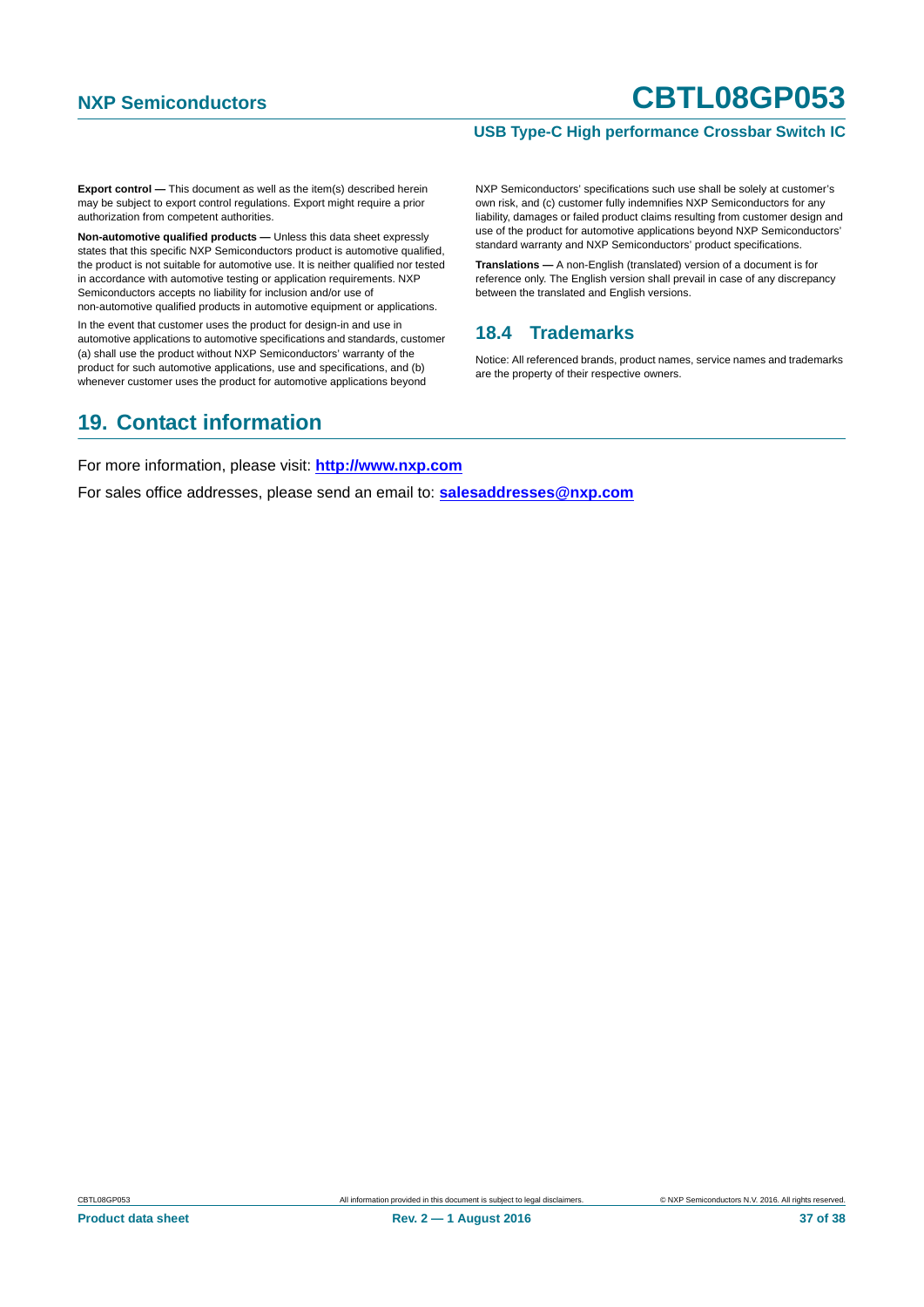**Export control —** This document as well as the item(s) described herein may be subject to export control regulations. Export might require a prior authorization from competent authorities.

**Non-automotive qualified products —** Unless this data sheet expressly states that this specific NXP Semiconductors product is automotive qualified, the product is not suitable for automotive use. It is neither qualified nor tested in accordance with automotive testing or application requirements. NXP Semiconductors accepts no liability for inclusion and/or use of non-automotive qualified products in automotive equipment or applications.

In the event that customer uses the product for design-in and use in automotive applications to automotive specifications and standards, customer (a) shall use the product without NXP Semiconductors' warranty of the product for such automotive applications, use and specifications, and (b) whenever customer uses the product for automotive applications beyond NXP Semiconductors' specifications such use shall be solely at customer's own risk, and (c) customer fully indemnifies NXP Semiconductors for any liability, damages or failed product claims resulting from customer design and use of the product for automotive applications beyond NXP Semiconductors' standard warranty and NXP Semiconductors' product specifications.

**Translations —** A non-English (translated) version of a document is for reference only. The English version shall prevail in case of any discrepancy between the translated and English versions.

### 18.4 Trademarks

Notice: All referenced brands, product names, service names and trademarks are the property of their respective owners.

## 19. Contact information

For more information, please visit: **http://www.nxp.com**

For sales office addresses, please send an email to: **salesaddresses@nxp.com**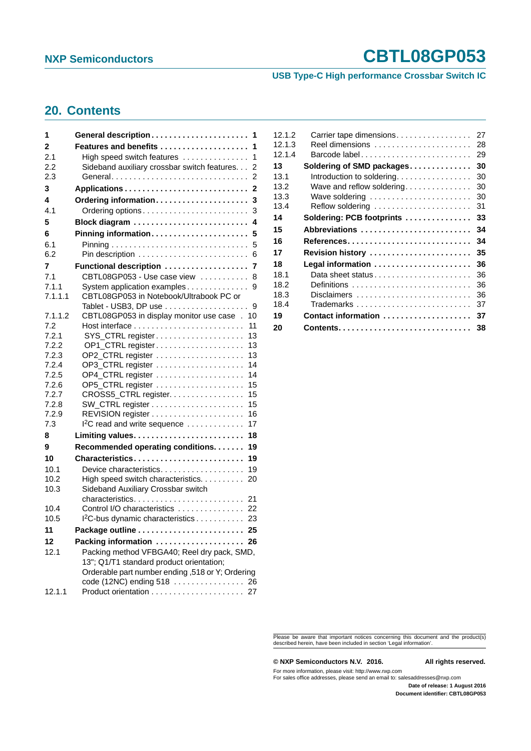## 20. Contents

| | | |
|---|---|---|
| **1** | **General description** | **1** |
| **2** | **Features and benefits** | **1** |
| 2.1 | High speed switch features | 1 |
| 2.2 | Sideband auxiliary crossbar switch features | 2 |
| 2.3 | General | 2 |
| **3** | **Applications** | **2** |
| **4** | **Ordering information** | **3** |
| 4.1 | Ordering options | 3 |
| **5** | **Block diagram** | **4** |
| **6** | **Pinning information** | **5** |
| 6.1 | Pinning | 5 |
| 6.2 | Pin description | 6 |
| **7** | **Functional description** | **7** |
| 7.1 | CBTL08GP053 - Use case view | 8 |
| 7.1.1 | System application examples | 9 |
| 7.1.1.1 | CBTL08GP053 in Notebook/Ultrabook PC or Tablet - USB3, DP use | 9 |
| 7.1.1.2 | CBTL08GP053 in display monitor use case | 10 |
| 7.2 | Host interface | 11 |
| 7.2.1 | SYS_CTRL register | 13 |
| 7.2.2 | OP1_CTRL register | 13 |
| 7.2.3 | OP2_CTRL register | 13 |
| 7.2.4 | OP3_CTRL register | 14 |
| 7.2.5 | OP4_CTRL register | 14 |
| 7.2.6 | OP5_CTRL register | 15 |
| 7.2.7 | CROSS5_CTRL register | 15 |
| 7.2.8 | SW_CTRL register | 15 |
| 7.2.9 | REVISION register | 16 |
| 7.3 | I2C read and write sequence | 17 |
| **8** | **Limiting values** | **18** |
| **9** | **Recommended operating conditions** | **19** |
| **10** | **Characteristics** | **19** |
| 10.1 | Device characteristics | 19 |
| 10.2 | High speed switch characteristics | 20 |
| 10.3 | Sideband Auxiliary Crossbar switch characteristics | 21 |
| 10.4 | Control I/O characteristics | 22 |
| 10.5 | I2C-bus dynamic characteristics | 23 |
| **11** | **Package outline** | **25** |
| **12** | **Packing information** | **26** |
| 12.1 | Packing method VFBGA40; Reel dry pack, SMD, 13"; Q1/T1 standard product orientation; Orderable part number ending ,518 or Y; Ordering code (12NC) ending 518 | 26 |
| 12.1.1 | Product orientation | 27 |
| 12.1.2 | Carrier tape dimensions | 27 |
| 12.1.3 | Reel dimensions | 28 |
| 12.1.4 | Barcode label | 29 |
| **13** | **Soldering of SMD packages** | **30** |
| 13.1 | Introduction to soldering | 30 |
| 13.2 | Wave and reflow soldering | 30 |
| 13.3 | Wave soldering | 30 |
| 13.4 | Reflow soldering | 31 |
| **14** | **Soldering: PCB footprints** | **33** |
| **15** | **Abbreviations** | **34** |
| **16** | **References** | **34** |
| **17** | **Revision history** | **35** |
| **18** | **Legal information** | **36** |
| 18.1 | Data sheet status | 36 |
| 18.2 | Definitions | 36 |
| 18.3 | Disclaimers | 36 |
| 18.4 | Trademarks | 37 |
| **19** | **Contact information** | **37** |
| **20** | **Contents** | **38** |

Please be aware that important notices concerning this document and the product(s) described herein, have been included in section 'Legal information'.

**© NXP Semiconductors N.V. 2016. All rights reserved.**

For more information, please visit: http://www.nxp.com
For sales office addresses, please send an email to: salesaddresses@nxp.com

**Date of release: 1 August 2016**
**Document identifier: CBTL08GP053**